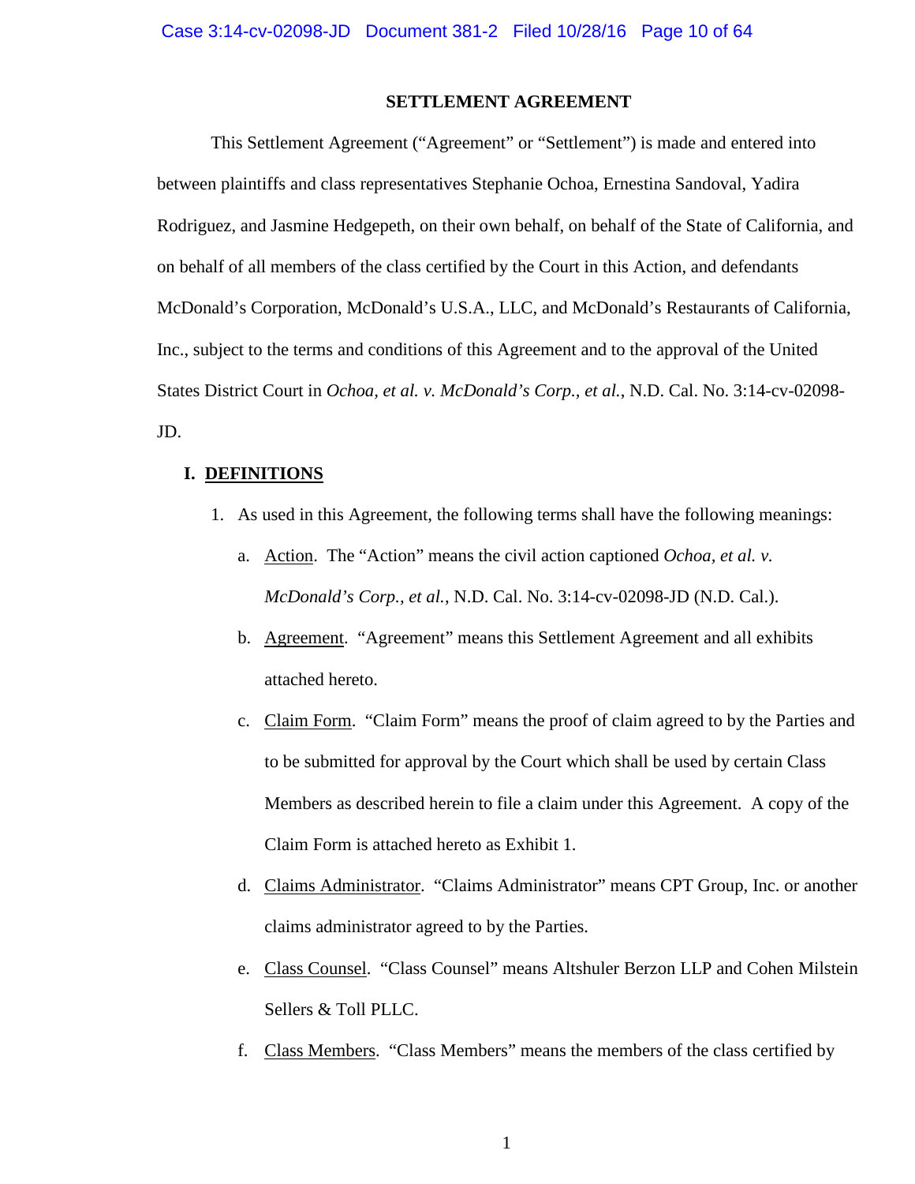# SETTLEMENT AGREEMENT

This Settlement Agreement ("Agreement" or "Settlement") is made and entered into between plaintiffs and class representatives Stephanie Ochoa, Ernestina Sandoval, Yadira Rodriguez, and Jasmine Hedgepeth, on their own behalf, on behalf of the State of California, and on behalf of all members of the class certified by the Court in this Action, and defendants McDonald's Corporation, McDonald's U.S.A., LLC, and McDonald's Restaurants of California, Inc., subject to the terms and conditions of this Agreement and to the approval of the United States District Court in *Ochoa, et al. v. McDonald's Corp., et al.*, N.D. Cal. No. 3:14-cv-02098-JD.

## I. DEFINITIONS

1. As used in this Agreement, the following terms shall have the following meanings:

   a. Action. The "Action" means the civil action captioned *Ochoa, et al. v. McDonald's Corp., et al.*, N.D. Cal. No. 3:14-cv-02098-JD (N.D. Cal.).

   b. Agreement. "Agreement" means this Settlement Agreement and all exhibits attached hereto.

   c. Claim Form. "Claim Form" means the proof of claim agreed to by the Parties and to be submitted for approval by the Court which shall be used by certain Class Members as described herein to file a claim under this Agreement. A copy of the Claim Form is attached hereto as Exhibit 1.

   d. Claims Administrator. "Claims Administrator" means CPT Group, Inc. or another claims administrator agreed to by the Parties.

   e. Class Counsel. "Class Counsel" means Altshuler Berzon LLP and Cohen Milstein Sellers & Toll PLLC.

   f. Class Members. "Class Members" means the members of the class certified by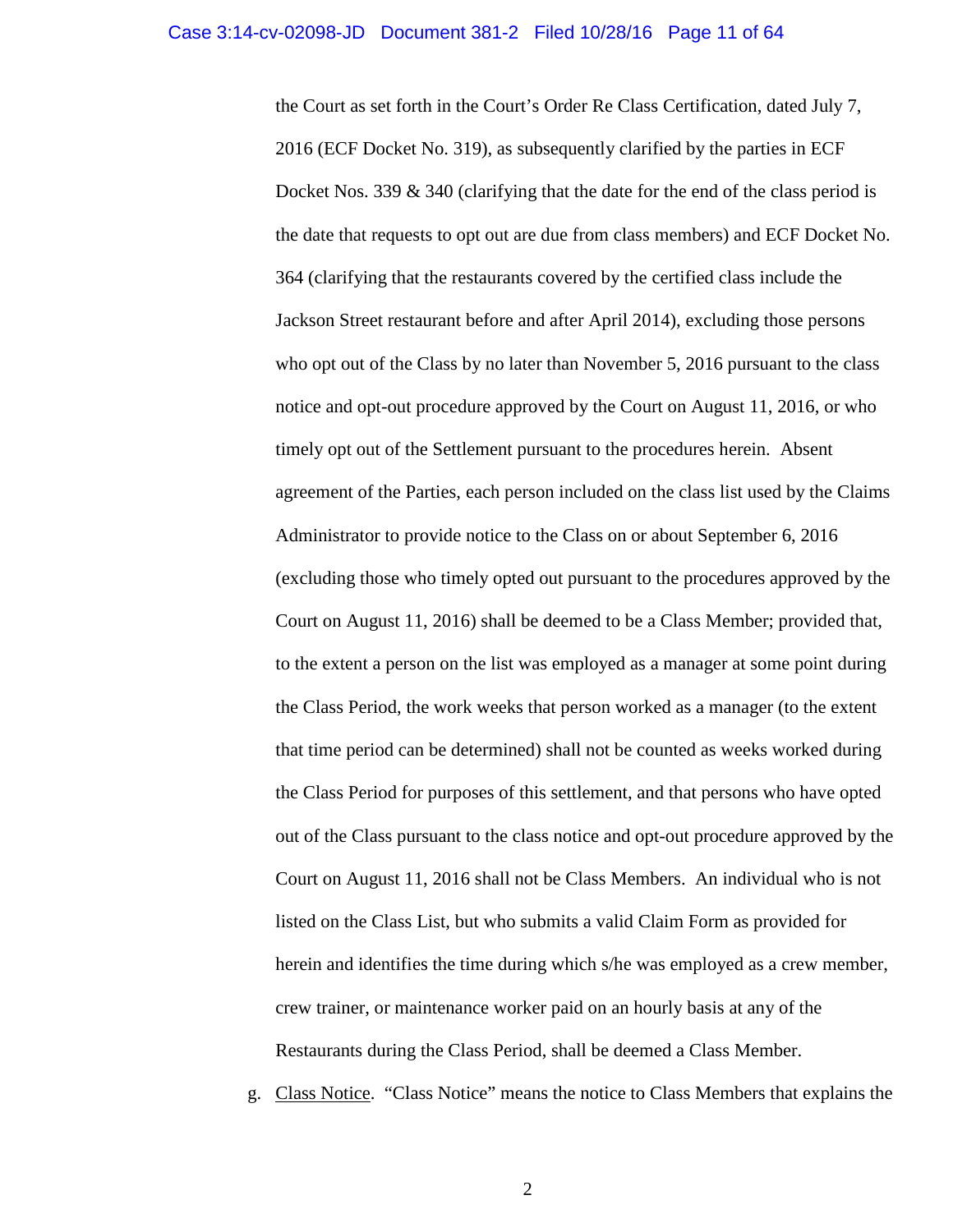the Court as set forth in the Court's Order Re Class Certification, dated July 7, 2016 (ECF Docket No. 319), as subsequently clarified by the parties in ECF Docket Nos. 339 & 340 (clarifying that the date for the end of the class period is the date that requests to opt out are due from class members) and ECF Docket No. 364 (clarifying that the restaurants covered by the certified class include the Jackson Street restaurant before and after April 2014), excluding those persons who opt out of the Class by no later than November 5, 2016 pursuant to the class notice and opt-out procedure approved by the Court on August 11, 2016, or who timely opt out of the Settlement pursuant to the procedures herein. Absent agreement of the Parties, each person included on the class list used by the Claims Administrator to provide notice to the Class on or about September 6, 2016 (excluding those who timely opted out pursuant to the procedures approved by the Court on August 11, 2016) shall be deemed to be a Class Member; provided that, to the extent a person on the list was employed as a manager at some point during the Class Period, the work weeks that person worked as a manager (to the extent that time period can be determined) shall not be counted as weeks worked during the Class Period for purposes of this settlement, and that persons who have opted out of the Class pursuant to the class notice and opt-out procedure approved by the Court on August 11, 2016 shall not be Class Members. An individual who is not listed on the Class List, but who submits a valid Claim Form as provided for herein and identifies the time during which s/he was employed as a crew member, crew trainer, or maintenance worker paid on an hourly basis at any of the Restaurants during the Class Period, shall be deemed a Class Member.

g. Class Notice. "Class Notice" means the notice to Class Members that explains the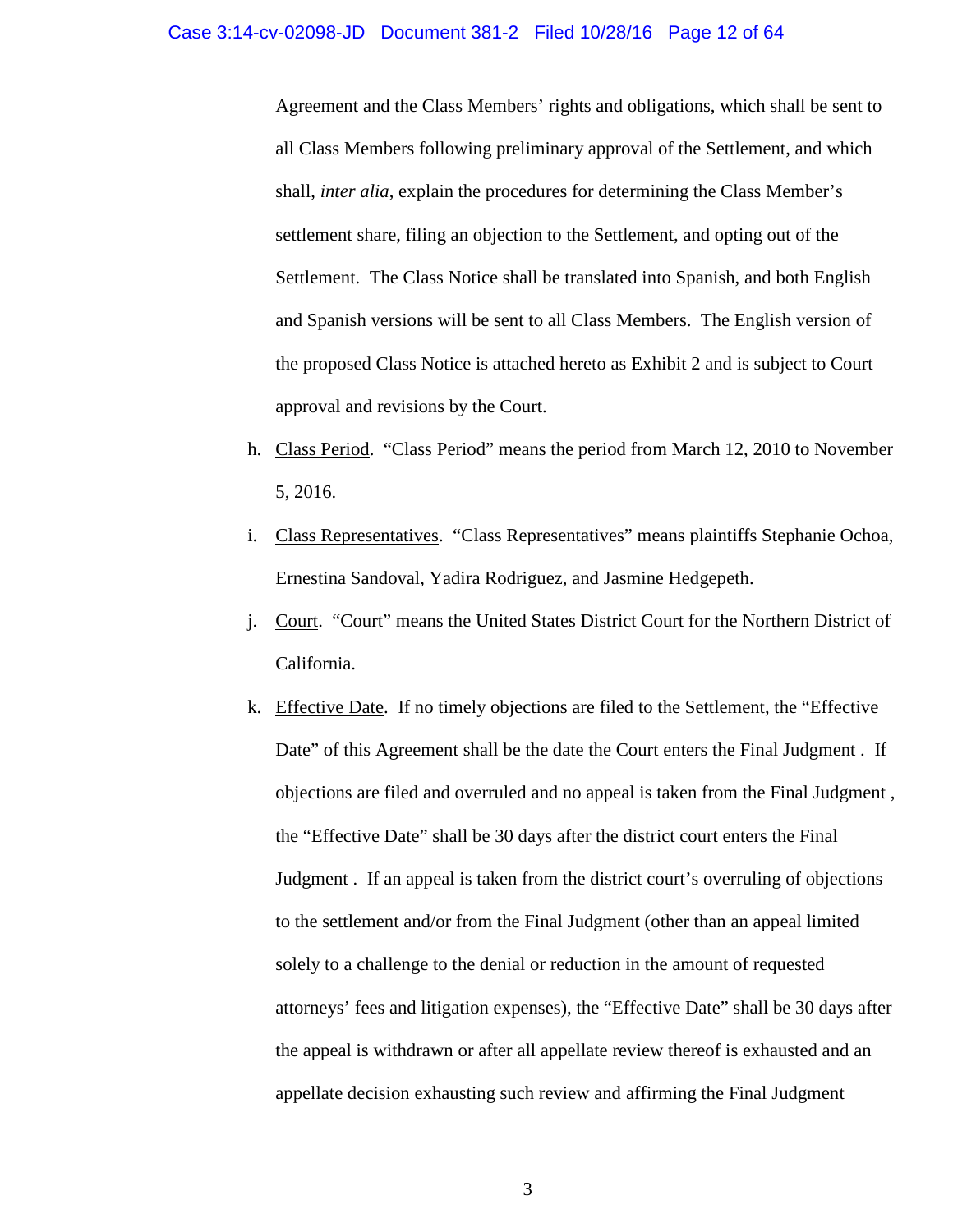Agreement and the Class Members' rights and obligations, which shall be sent to all Class Members following preliminary approval of the Settlement, and which shall, *inter alia*, explain the procedures for determining the Class Member's settlement share, filing an objection to the Settlement, and opting out of the Settlement. The Class Notice shall be translated into Spanish, and both English and Spanish versions will be sent to all Class Members. The English version of the proposed Class Notice is attached hereto as Exhibit 2 and is subject to Court approval and revisions by the Court.

h. <u>Class Period</u>. "Class Period" means the period from March 12, 2010 to November 5, 2016.

i. <u>Class Representatives</u>. "Class Representatives" means plaintiffs Stephanie Ochoa, Ernestina Sandoval, Yadira Rodriguez, and Jasmine Hedgepeth.

j. <u>Court</u>. "Court" means the United States District Court for the Northern District of California.

k. <u>Effective Date</u>. If no timely objections are filed to the Settlement, the "Effective Date" of this Agreement shall be the date the Court enters the Final Judgment . If objections are filed and overruled and no appeal is taken from the Final Judgment , the "Effective Date" shall be 30 days after the district court enters the Final Judgment . If an appeal is taken from the district court's overruling of objections to the settlement and/or from the Final Judgment (other than an appeal limited solely to a challenge to the denial or reduction in the amount of requested attorneys' fees and litigation expenses), the "Effective Date" shall be 30 days after the appeal is withdrawn or after all appellate review thereof is exhausted and an appellate decision exhausting such review and affirming the Final Judgment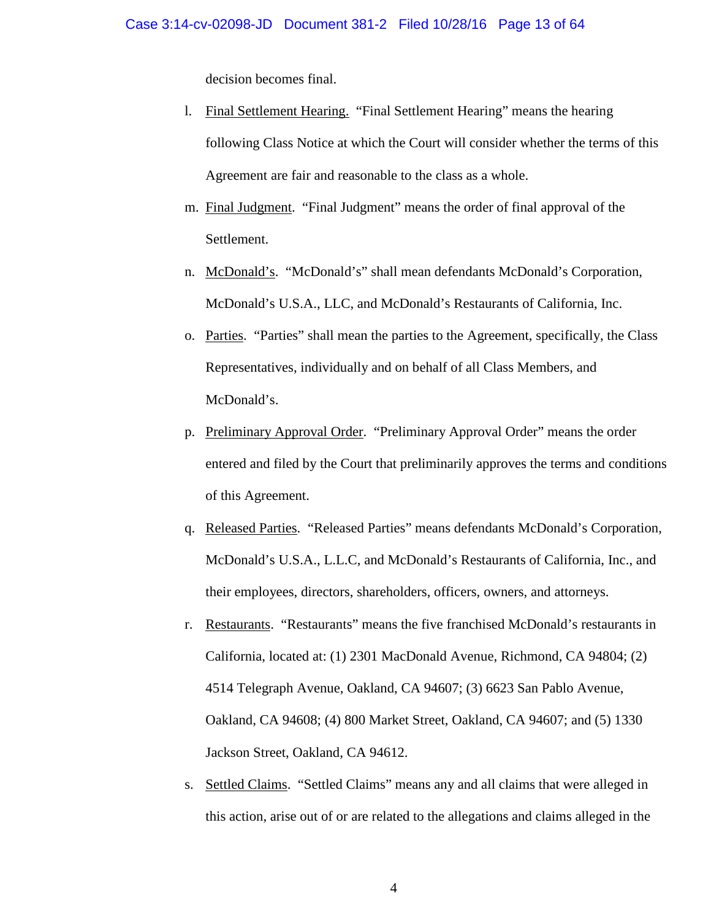decision becomes final.

l. Final Settlement Hearing. "Final Settlement Hearing" means the hearing following Class Notice at which the Court will consider whether the terms of this Agreement are fair and reasonable to the class as a whole.

m. Final Judgment. "Final Judgment" means the order of final approval of the Settlement.

n. McDonald's. "McDonald's" shall mean defendants McDonald's Corporation, McDonald's U.S.A., LLC, and McDonald's Restaurants of California, Inc.

o. Parties. "Parties" shall mean the parties to the Agreement, specifically, the Class Representatives, individually and on behalf of all Class Members, and McDonald's.

p. Preliminary Approval Order. "Preliminary Approval Order" means the order entered and filed by the Court that preliminarily approves the terms and conditions of this Agreement.

q. Released Parties. "Released Parties" means defendants McDonald's Corporation, McDonald's U.S.A., L.L.C, and McDonald's Restaurants of California, Inc., and their employees, directors, shareholders, officers, owners, and attorneys.

r. Restaurants. "Restaurants" means the five franchised McDonald's restaurants in California, located at: (1) 2301 MacDonald Avenue, Richmond, CA 94804; (2) 4514 Telegraph Avenue, Oakland, CA 94607; (3) 6623 San Pablo Avenue, Oakland, CA 94608; (4) 800 Market Street, Oakland, CA 94607; and (5) 1330 Jackson Street, Oakland, CA 94612.

s. Settled Claims. "Settled Claims" means any and all claims that were alleged in this action, arise out of or are related to the allegations and claims alleged in the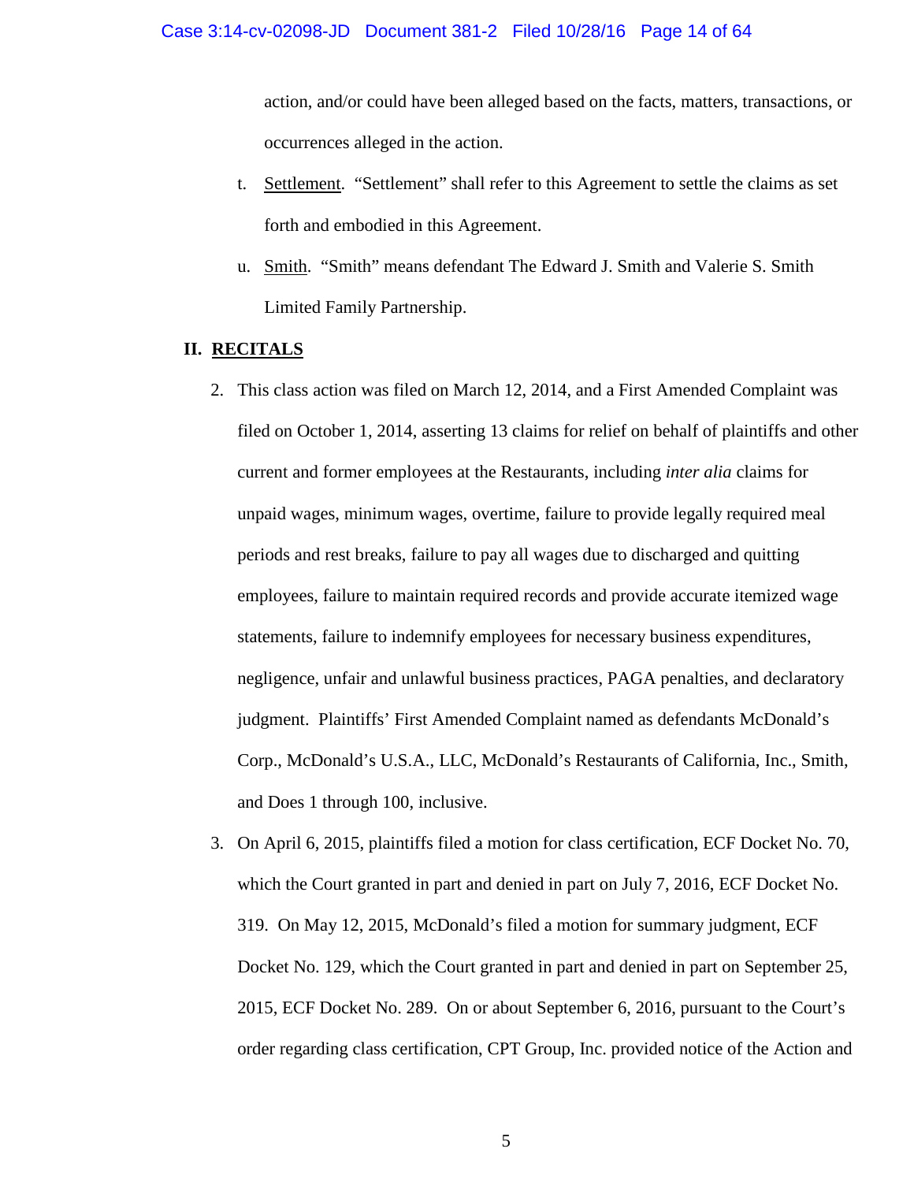action, and/or could have been alleged based on the facts, matters, transactions, or occurrences alleged in the action.

t. Settlement. "Settlement" shall refer to this Agreement to settle the claims as set forth and embodied in this Agreement.

u. Smith. "Smith" means defendant The Edward J. Smith and Valerie S. Smith Limited Family Partnership.

## II. RECITALS

2. This class action was filed on March 12, 2014, and a First Amended Complaint was filed on October 1, 2014, asserting 13 claims for relief on behalf of plaintiffs and other current and former employees at the Restaurants, including *inter alia* claims for unpaid wages, minimum wages, overtime, failure to provide legally required meal periods and rest breaks, failure to pay all wages due to discharged and quitting employees, failure to maintain required records and provide accurate itemized wage statements, failure to indemnify employees for necessary business expenditures, negligence, unfair and unlawful business practices, PAGA penalties, and declaratory judgment. Plaintiffs' First Amended Complaint named as defendants McDonald's Corp., McDonald's U.S.A., LLC, McDonald's Restaurants of California, Inc., Smith, and Does 1 through 100, inclusive.

3. On April 6, 2015, plaintiffs filed a motion for class certification, ECF Docket No. 70, which the Court granted in part and denied in part on July 7, 2016, ECF Docket No. 319. On May 12, 2015, McDonald's filed a motion for summary judgment, ECF Docket No. 129, which the Court granted in part and denied in part on September 25, 2015, ECF Docket No. 289. On or about September 6, 2016, pursuant to the Court's order regarding class certification, CPT Group, Inc. provided notice of the Action and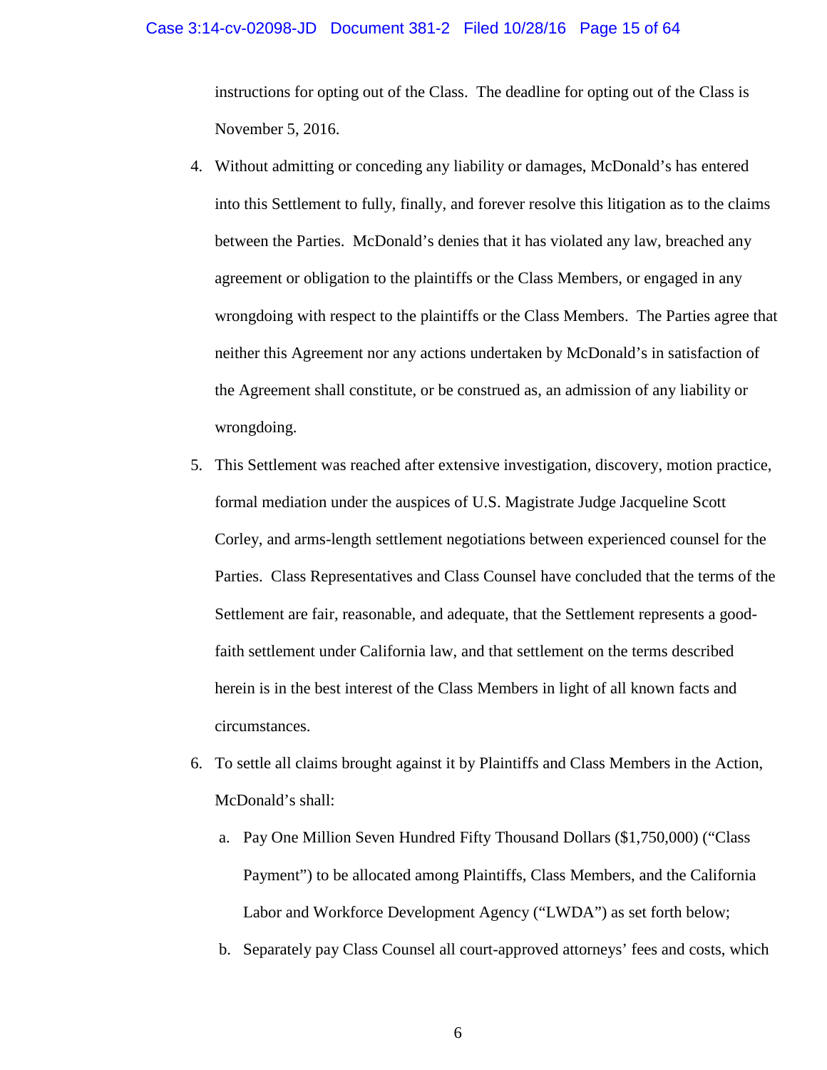instructions for opting out of the Class. The deadline for opting out of the Class is November 5, 2016.

4. Without admitting or conceding any liability or damages, McDonald's has entered into this Settlement to fully, finally, and forever resolve this litigation as to the claims between the Parties. McDonald's denies that it has violated any law, breached any agreement or obligation to the plaintiffs or the Class Members, or engaged in any wrongdoing with respect to the plaintiffs or the Class Members. The Parties agree that neither this Agreement nor any actions undertaken by McDonald's in satisfaction of the Agreement shall constitute, or be construed as, an admission of any liability or wrongdoing.

5. This Settlement was reached after extensive investigation, discovery, motion practice, formal mediation under the auspices of U.S. Magistrate Judge Jacqueline Scott Corley, and arms-length settlement negotiations between experienced counsel for the Parties. Class Representatives and Class Counsel have concluded that the terms of the Settlement are fair, reasonable, and adequate, that the Settlement represents a good-faith settlement under California law, and that settlement on the terms described herein is in the best interest of the Class Members in light of all known facts and circumstances.

6. To settle all claims brought against it by Plaintiffs and Class Members in the Action, McDonald's shall:

   a. Pay One Million Seven Hundred Fifty Thousand Dollars ($1,750,000) ("Class Payment") to be allocated among Plaintiffs, Class Members, and the California Labor and Workforce Development Agency ("LWDA") as set forth below;

   b. Separately pay Class Counsel all court-approved attorneys' fees and costs, which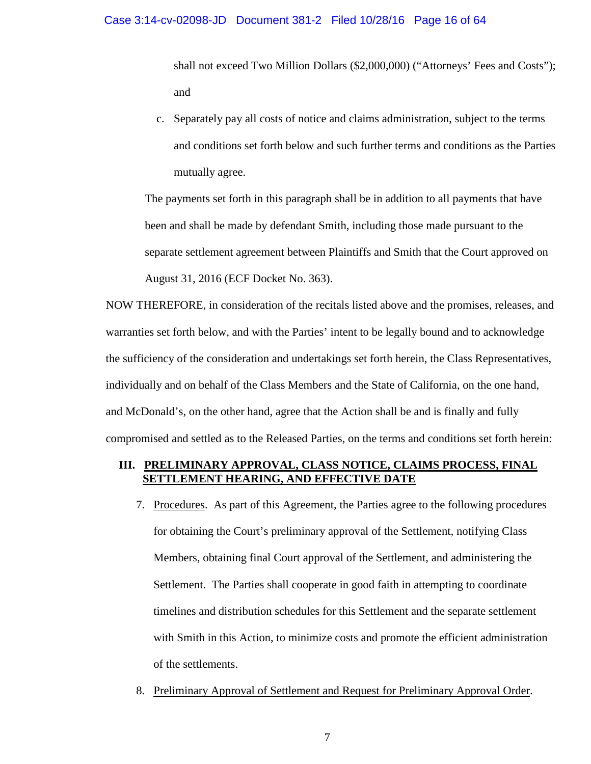shall not exceed Two Million Dollars ($2,000,000) ("Attorneys' Fees and Costs"); and

c. Separately pay all costs of notice and claims administration, subject to the terms and conditions set forth below and such further terms and conditions as the Parties mutually agree.

The payments set forth in this paragraph shall be in addition to all payments that have been and shall be made by defendant Smith, including those made pursuant to the separate settlement agreement between Plaintiffs and Smith that the Court approved on August 31, 2016 (ECF Docket No. 363).

NOW THEREFORE, in consideration of the recitals listed above and the promises, releases, and warranties set forth below, and with the Parties' intent to be legally bound and to acknowledge the sufficiency of the consideration and undertakings set forth herein, the Class Representatives, individually and on behalf of the Class Members and the State of California, on the one hand, and McDonald's, on the other hand, agree that the Action shall be and is finally and fully compromised and settled as to the Released Parties, on the terms and conditions set forth herein:

## III. PRELIMINARY APPROVAL, CLASS NOTICE, CLAIMS PROCESS, FINAL SETTLEMENT HEARING, AND EFFECTIVE DATE

7. Procedures. As part of this Agreement, the Parties agree to the following procedures for obtaining the Court's preliminary approval of the Settlement, notifying Class Members, obtaining final Court approval of the Settlement, and administering the Settlement. The Parties shall cooperate in good faith in attempting to coordinate timelines and distribution schedules for this Settlement and the separate settlement with Smith in this Action, to minimize costs and promote the efficient administration of the settlements.

8. Preliminary Approval of Settlement and Request for Preliminary Approval Order.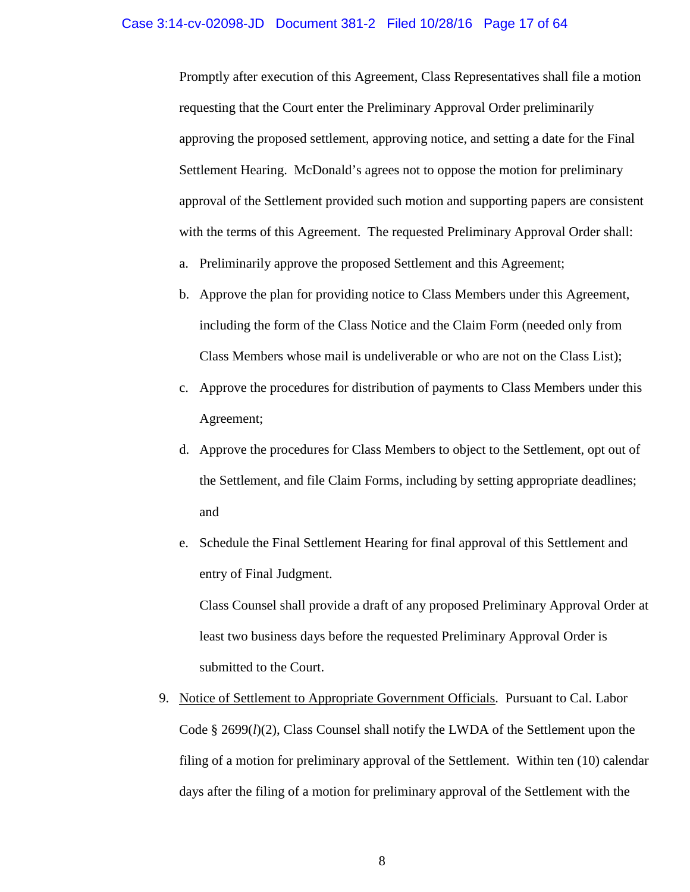Promptly after execution of this Agreement, Class Representatives shall file a motion requesting that the Court enter the Preliminary Approval Order preliminarily approving the proposed settlement, approving notice, and setting a date for the Final Settlement Hearing. McDonald's agrees not to oppose the motion for preliminary approval of the Settlement provided such motion and supporting papers are consistent with the terms of this Agreement. The requested Preliminary Approval Order shall:

a. Preliminarily approve the proposed Settlement and this Agreement;

b. Approve the plan for providing notice to Class Members under this Agreement, including the form of the Class Notice and the Claim Form (needed only from Class Members whose mail is undeliverable or who are not on the Class List);

c. Approve the procedures for distribution of payments to Class Members under this Agreement;

d. Approve the procedures for Class Members to object to the Settlement, opt out of the Settlement, and file Claim Forms, including by setting appropriate deadlines; and

e. Schedule the Final Settlement Hearing for final approval of this Settlement and entry of Final Judgment.

   Class Counsel shall provide a draft of any proposed Preliminary Approval Order at least two business days before the requested Preliminary Approval Order is submitted to the Court.

9. Notice of Settlement to Appropriate Government Officials. Pursuant to Cal. Labor Code § 2699(*l*)(2), Class Counsel shall notify the LWDA of the Settlement upon the filing of a motion for preliminary approval of the Settlement. Within ten (10) calendar days after the filing of a motion for preliminary approval of the Settlement with the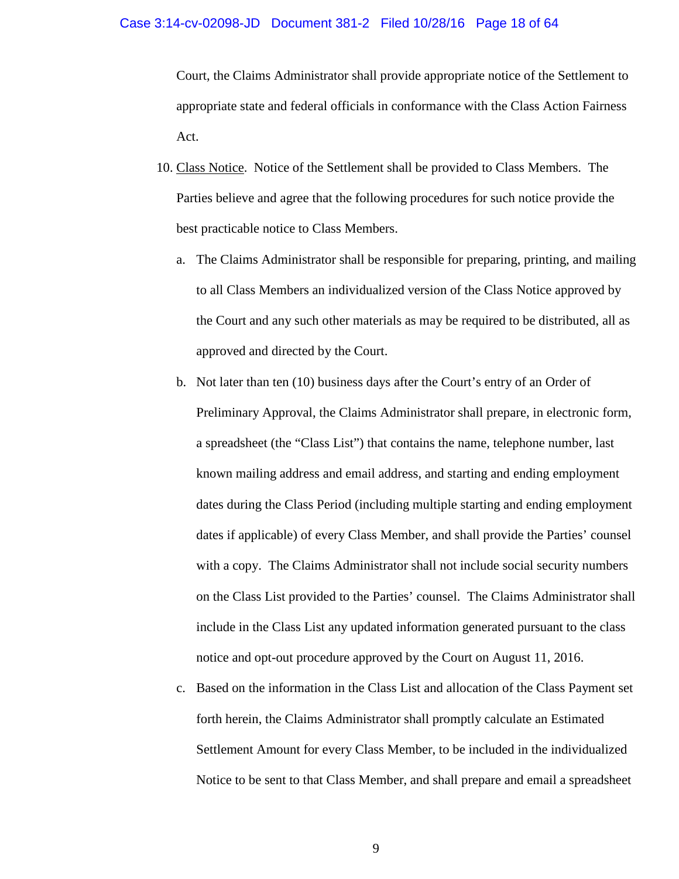Court, the Claims Administrator shall provide appropriate notice of the Settlement to appropriate state and federal officials in conformance with the Class Action Fairness Act.

10. Class Notice. Notice of the Settlement shall be provided to Class Members. The Parties believe and agree that the following procedures for such notice provide the best practicable notice to Class Members.

    a. The Claims Administrator shall be responsible for preparing, printing, and mailing to all Class Members an individualized version of the Class Notice approved by the Court and any such other materials as may be required to be distributed, all as approved and directed by the Court.

    b. Not later than ten (10) business days after the Court's entry of an Order of Preliminary Approval, the Claims Administrator shall prepare, in electronic form, a spreadsheet (the "Class List") that contains the name, telephone number, last known mailing address and email address, and starting and ending employment dates during the Class Period (including multiple starting and ending employment dates if applicable) of every Class Member, and shall provide the Parties' counsel with a copy. The Claims Administrator shall not include social security numbers on the Class List provided to the Parties' counsel. The Claims Administrator shall include in the Class List any updated information generated pursuant to the class notice and opt-out procedure approved by the Court on August 11, 2016.

    c. Based on the information in the Class List and allocation of the Class Payment set forth herein, the Claims Administrator shall promptly calculate an Estimated Settlement Amount for every Class Member, to be included in the individualized Notice to be sent to that Class Member, and shall prepare and email a spreadsheet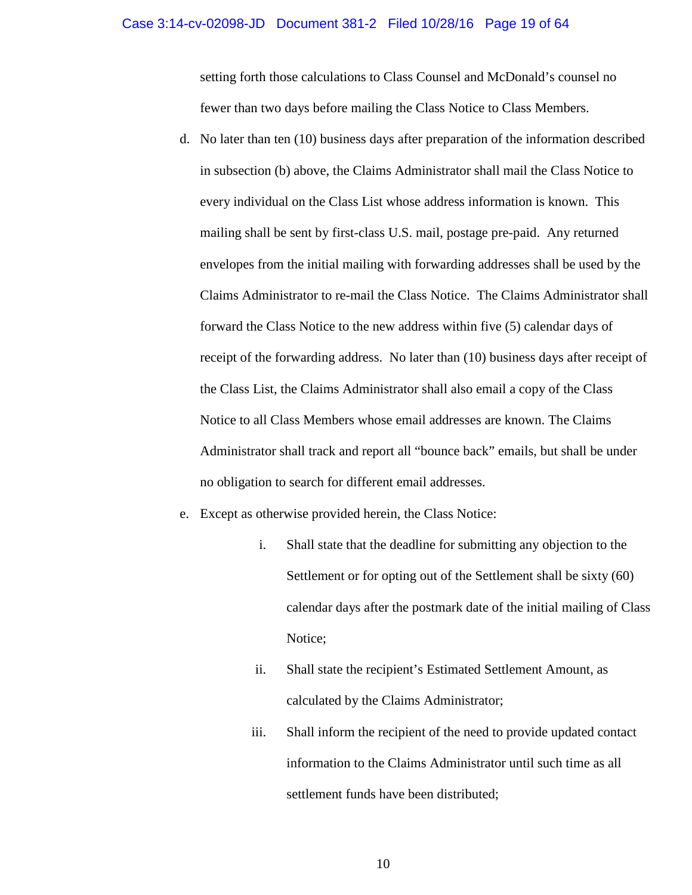setting forth those calculations to Class Counsel and McDonald's counsel no fewer than two days before mailing the Class Notice to Class Members.

d. No later than ten (10) business days after preparation of the information described in subsection (b) above, the Claims Administrator shall mail the Class Notice to every individual on the Class List whose address information is known. This mailing shall be sent by first-class U.S. mail, postage pre-paid. Any returned envelopes from the initial mailing with forwarding addresses shall be used by the Claims Administrator to re-mail the Class Notice. The Claims Administrator shall forward the Class Notice to the new address within five (5) calendar days of receipt of the forwarding address. No later than (10) business days after receipt of the Class List, the Claims Administrator shall also email a copy of the Class Notice to all Class Members whose email addresses are known. The Claims Administrator shall track and report all "bounce back" emails, but shall be under no obligation to search for different email addresses.

e. Except as otherwise provided herein, the Class Notice:

   i. Shall state that the deadline for submitting any objection to the Settlement or for opting out of the Settlement shall be sixty (60) calendar days after the postmark date of the initial mailing of Class Notice;

   ii. Shall state the recipient's Estimated Settlement Amount, as calculated by the Claims Administrator;

   iii. Shall inform the recipient of the need to provide updated contact information to the Claims Administrator until such time as all settlement funds have been distributed;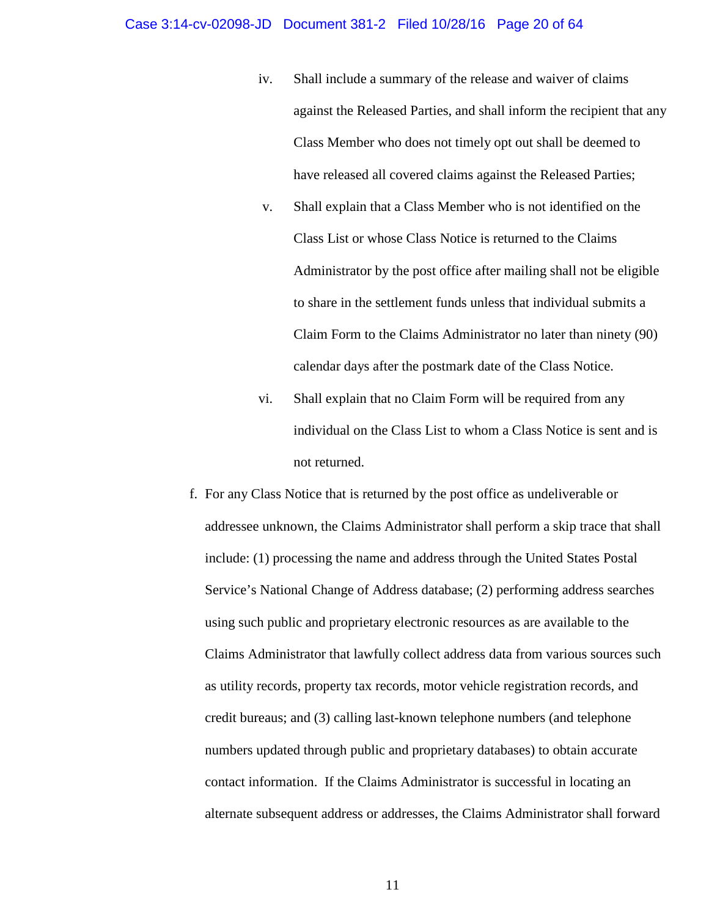iv. Shall include a summary of the release and waiver of claims against the Released Parties, and shall inform the recipient that any Class Member who does not timely opt out shall be deemed to have released all covered claims against the Released Parties;

v. Shall explain that a Class Member who is not identified on the Class List or whose Class Notice is returned to the Claims Administrator by the post office after mailing shall not be eligible to share in the settlement funds unless that individual submits a Claim Form to the Claims Administrator no later than ninety (90) calendar days after the postmark date of the Class Notice.

vi. Shall explain that no Claim Form will be required from any individual on the Class List to whom a Class Notice is sent and is not returned.

f. For any Class Notice that is returned by the post office as undeliverable or addressee unknown, the Claims Administrator shall perform a skip trace that shall include: (1) processing the name and address through the United States Postal Service's National Change of Address database; (2) performing address searches using such public and proprietary electronic resources as are available to the Claims Administrator that lawfully collect address data from various sources such as utility records, property tax records, motor vehicle registration records, and credit bureaus; and (3) calling last-known telephone numbers (and telephone numbers updated through public and proprietary databases) to obtain accurate contact information. If the Claims Administrator is successful in locating an alternate subsequent address or addresses, the Claims Administrator shall forward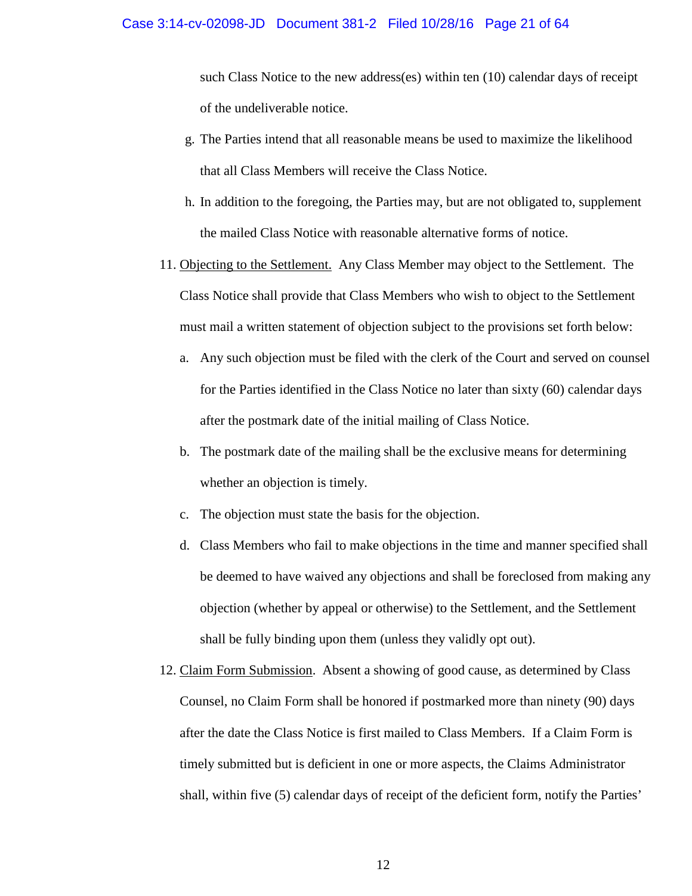such Class Notice to the new address(es) within ten (10) calendar days of receipt of the undeliverable notice.

g. The Parties intend that all reasonable means be used to maximize the likelihood that all Class Members will receive the Class Notice.

h. In addition to the foregoing, the Parties may, but are not obligated to, supplement the mailed Class Notice with reasonable alternative forms of notice.

11. Objecting to the Settlement. Any Class Member may object to the Settlement. The Class Notice shall provide that Class Members who wish to object to the Settlement must mail a written statement of objection subject to the provisions set forth below:

  a. Any such objection must be filed with the clerk of the Court and served on counsel for the Parties identified in the Class Notice no later than sixty (60) calendar days after the postmark date of the initial mailing of Class Notice.

  b. The postmark date of the mailing shall be the exclusive means for determining whether an objection is timely.

  c. The objection must state the basis for the objection.

  d. Class Members who fail to make objections in the time and manner specified shall be deemed to have waived any objections and shall be foreclosed from making any objection (whether by appeal or otherwise) to the Settlement, and the Settlement shall be fully binding upon them (unless they validly opt out).

12. Claim Form Submission. Absent a showing of good cause, as determined by Class Counsel, no Claim Form shall be honored if postmarked more than ninety (90) days after the date the Class Notice is first mailed to Class Members. If a Claim Form is timely submitted but is deficient in one or more aspects, the Claims Administrator shall, within five (5) calendar days of receipt of the deficient form, notify the Parties'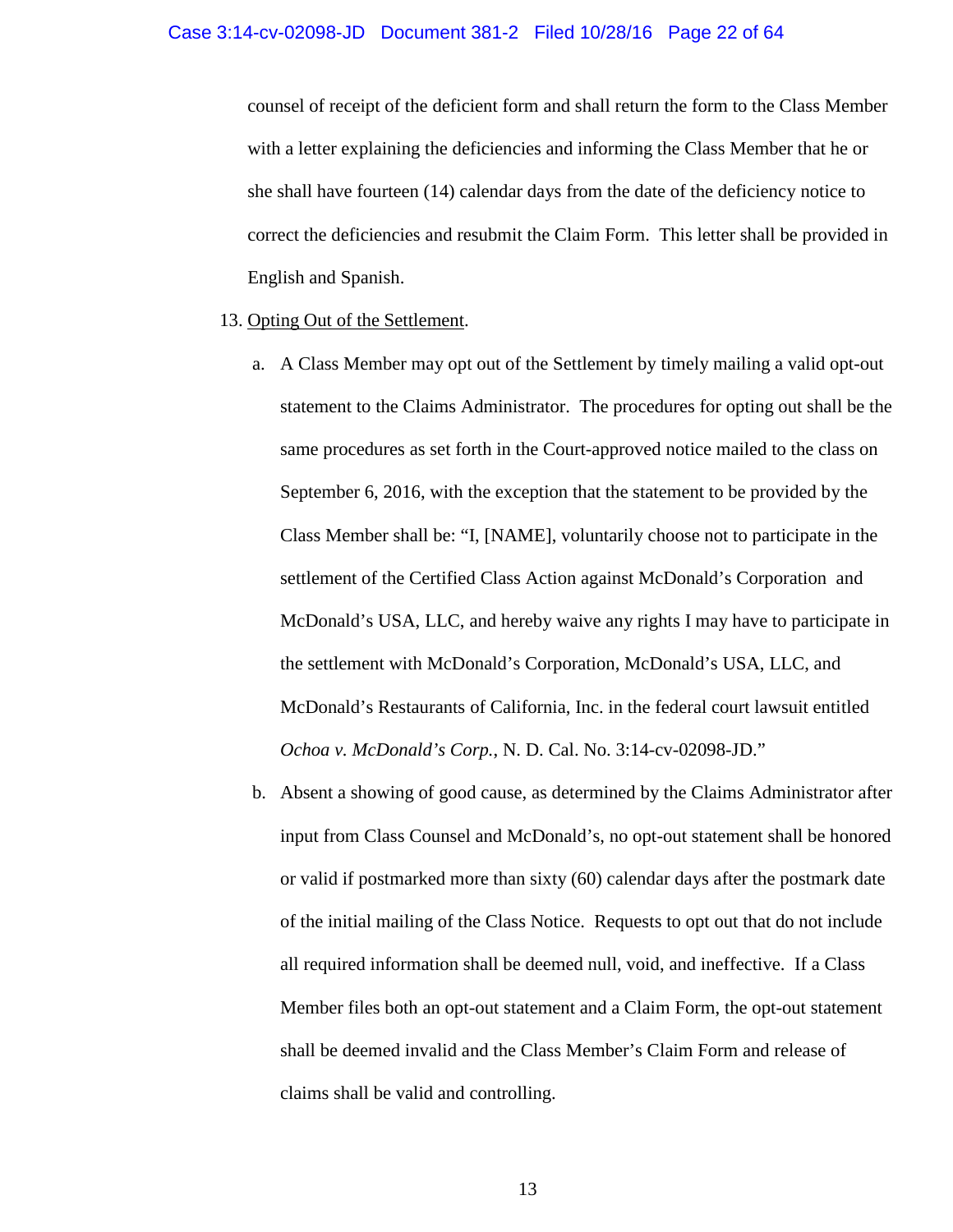counsel of receipt of the deficient form and shall return the form to the Class Member with a letter explaining the deficiencies and informing the Class Member that he or she shall have fourteen (14) calendar days from the date of the deficiency notice to correct the deficiencies and resubmit the Claim Form. This letter shall be provided in English and Spanish.

13. <u>Opting Out of the Settlement</u>.

    a. A Class Member may opt out of the Settlement by timely mailing a valid opt-out statement to the Claims Administrator. The procedures for opting out shall be the same procedures as set forth in the Court-approved notice mailed to the class on September 6, 2016, with the exception that the statement to be provided by the Class Member shall be: "I, [NAME], voluntarily choose not to participate in the settlement of the Certified Class Action against McDonald's Corporation and McDonald's USA, LLC, and hereby waive any rights I may have to participate in the settlement with McDonald's Corporation, McDonald's USA, LLC, and McDonald's Restaurants of California, Inc. in the federal court lawsuit entitled *Ochoa v. McDonald's Corp.*, N. D. Cal. No. 3:14-cv-02098-JD."

    b. Absent a showing of good cause, as determined by the Claims Administrator after input from Class Counsel and McDonald's, no opt-out statement shall be honored or valid if postmarked more than sixty (60) calendar days after the postmark date of the initial mailing of the Class Notice. Requests to opt out that do not include all required information shall be deemed null, void, and ineffective. If a Class Member files both an opt-out statement and a Claim Form, the opt-out statement shall be deemed invalid and the Class Member's Claim Form and release of claims shall be valid and controlling.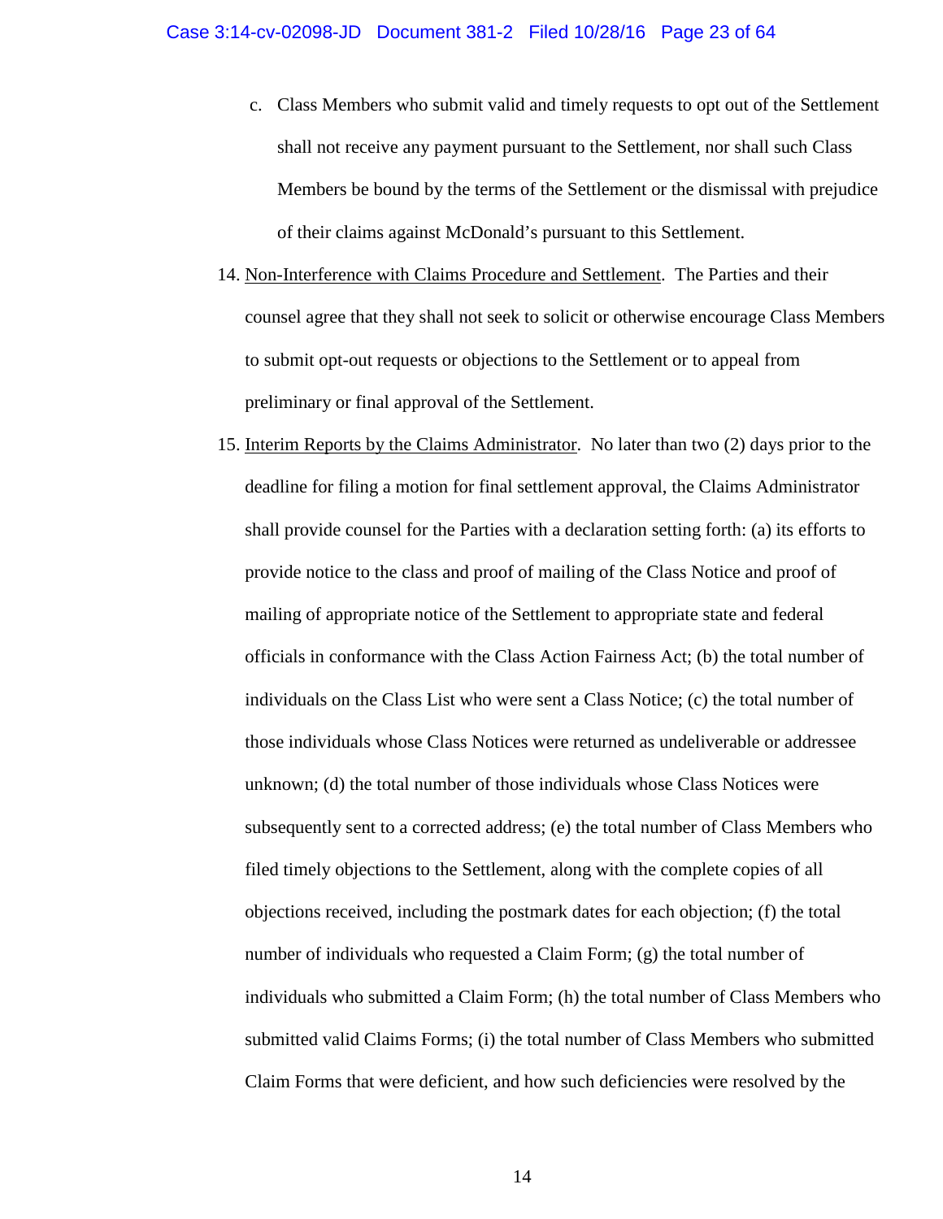c. Class Members who submit valid and timely requests to opt out of the Settlement shall not receive any payment pursuant to the Settlement, nor shall such Class Members be bound by the terms of the Settlement or the dismissal with prejudice of their claims against McDonald's pursuant to this Settlement.

14. Non-Interference with Claims Procedure and Settlement. The Parties and their counsel agree that they shall not seek to solicit or otherwise encourage Class Members to submit opt-out requests or objections to the Settlement or to appeal from preliminary or final approval of the Settlement.

15. Interim Reports by the Claims Administrator. No later than two (2) days prior to the deadline for filing a motion for final settlement approval, the Claims Administrator shall provide counsel for the Parties with a declaration setting forth: (a) its efforts to provide notice to the class and proof of mailing of the Class Notice and proof of mailing of appropriate notice of the Settlement to appropriate state and federal officials in conformance with the Class Action Fairness Act; (b) the total number of individuals on the Class List who were sent a Class Notice; (c) the total number of those individuals whose Class Notices were returned as undeliverable or addressee unknown; (d) the total number of those individuals whose Class Notices were subsequently sent to a corrected address; (e) the total number of Class Members who filed timely objections to the Settlement, along with the complete copies of all objections received, including the postmark dates for each objection; (f) the total number of individuals who requested a Claim Form; (g) the total number of individuals who submitted a Claim Form; (h) the total number of Class Members who submitted valid Claims Forms; (i) the total number of Class Members who submitted Claim Forms that were deficient, and how such deficiencies were resolved by the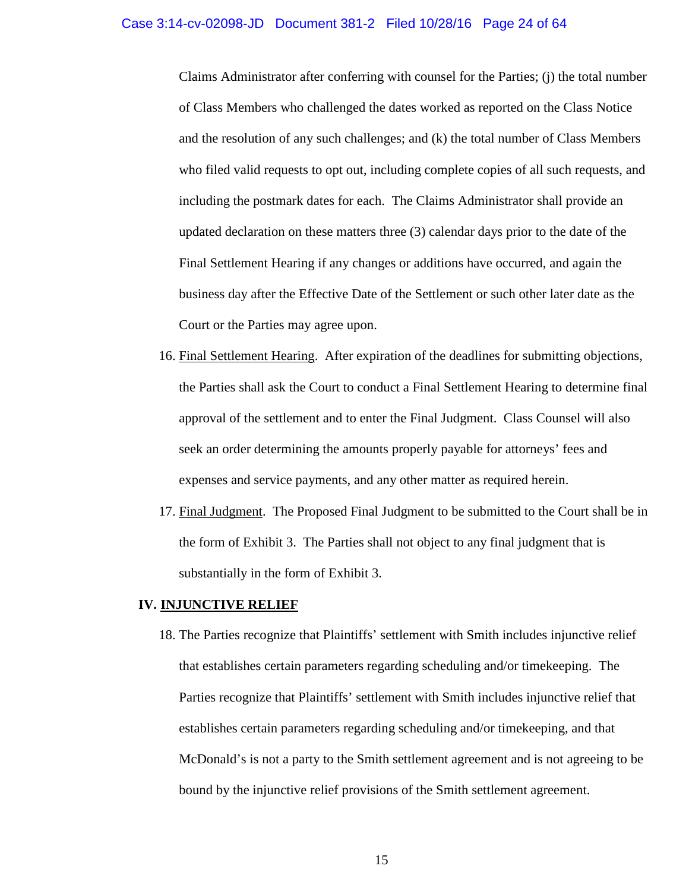Claims Administrator after conferring with counsel for the Parties; (j) the total number of Class Members who challenged the dates worked as reported on the Class Notice and the resolution of any such challenges; and (k) the total number of Class Members who filed valid requests to opt out, including complete copies of all such requests, and including the postmark dates for each. The Claims Administrator shall provide an updated declaration on these matters three (3) calendar days prior to the date of the Final Settlement Hearing if any changes or additions have occurred, and again the business day after the Effective Date of the Settlement or such other later date as the Court or the Parties may agree upon.

16. Final Settlement Hearing. After expiration of the deadlines for submitting objections, the Parties shall ask the Court to conduct a Final Settlement Hearing to determine final approval of the settlement and to enter the Final Judgment. Class Counsel will also seek an order determining the amounts properly payable for attorneys' fees and expenses and service payments, and any other matter as required herein.

17. Final Judgment. The Proposed Final Judgment to be submitted to the Court shall be in the form of Exhibit 3. The Parties shall not object to any final judgment that is substantially in the form of Exhibit 3.

## IV. INJUNCTIVE RELIEF

18. The Parties recognize that Plaintiffs' settlement with Smith includes injunctive relief that establishes certain parameters regarding scheduling and/or timekeeping. The Parties recognize that Plaintiffs' settlement with Smith includes injunctive relief that establishes certain parameters regarding scheduling and/or timekeeping, and that McDonald's is not a party to the Smith settlement agreement and is not agreeing to be bound by the injunctive relief provisions of the Smith settlement agreement.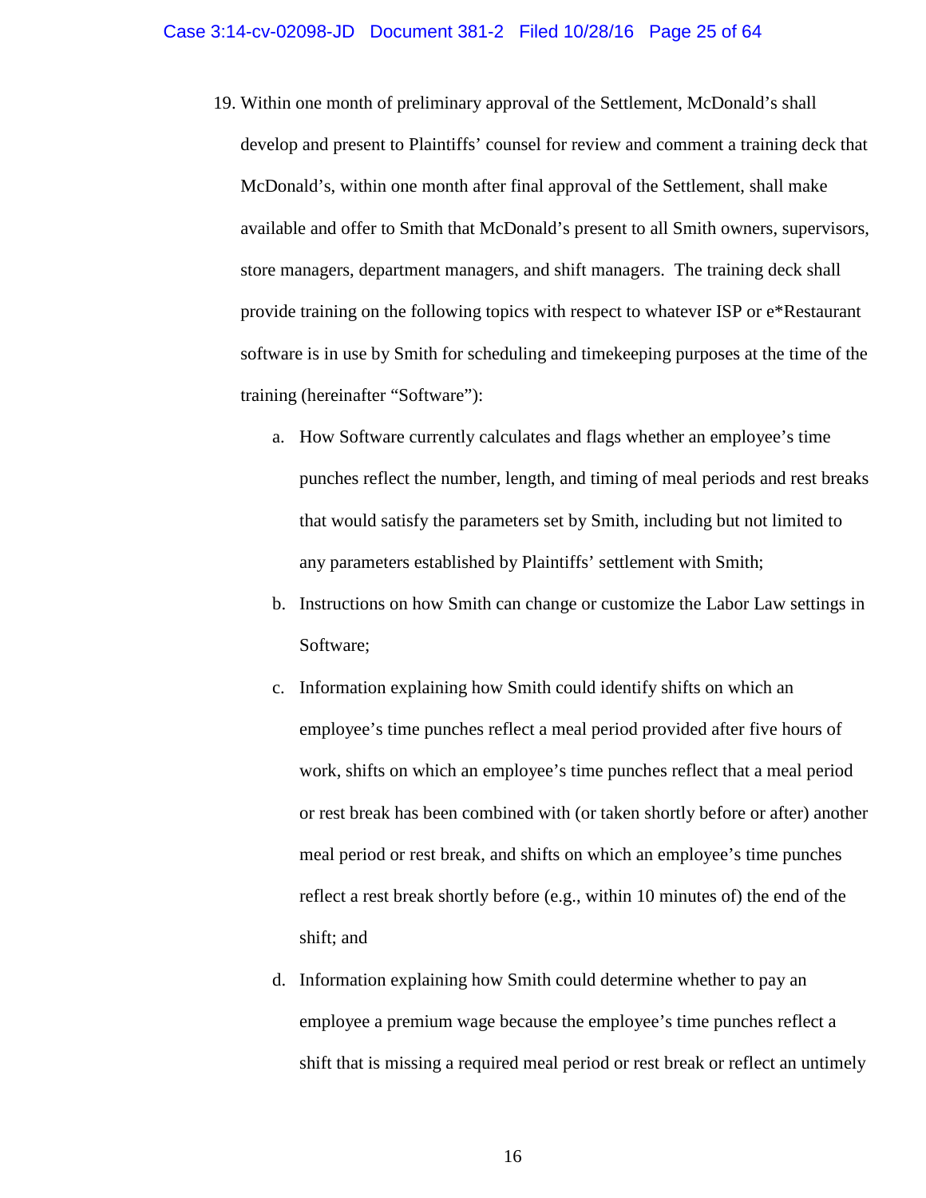19. Within one month of preliminary approval of the Settlement, McDonald's shall develop and present to Plaintiffs' counsel for review and comment a training deck that McDonald's, within one month after final approval of the Settlement, shall make available and offer to Smith that McDonald's present to all Smith owners, supervisors, store managers, department managers, and shift managers. The training deck shall provide training on the following topics with respect to whatever ISP or e*Restaurant software is in use by Smith for scheduling and timekeeping purposes at the time of the training (hereinafter "Software"):

    a. How Software currently calculates and flags whether an employee's time punches reflect the number, length, and timing of meal periods and rest breaks that would satisfy the parameters set by Smith, including but not limited to any parameters established by Plaintiffs' settlement with Smith;

    b. Instructions on how Smith can change or customize the Labor Law settings in Software;

    c. Information explaining how Smith could identify shifts on which an employee's time punches reflect a meal period provided after five hours of work, shifts on which an employee's time punches reflect that a meal period or rest break has been combined with (or taken shortly before or after) another meal period or rest break, and shifts on which an employee's time punches reflect a rest break shortly before (e.g., within 10 minutes of) the end of the shift; and

    d. Information explaining how Smith could determine whether to pay an employee a premium wage because the employee's time punches reflect a shift that is missing a required meal period or rest break or reflect an untimely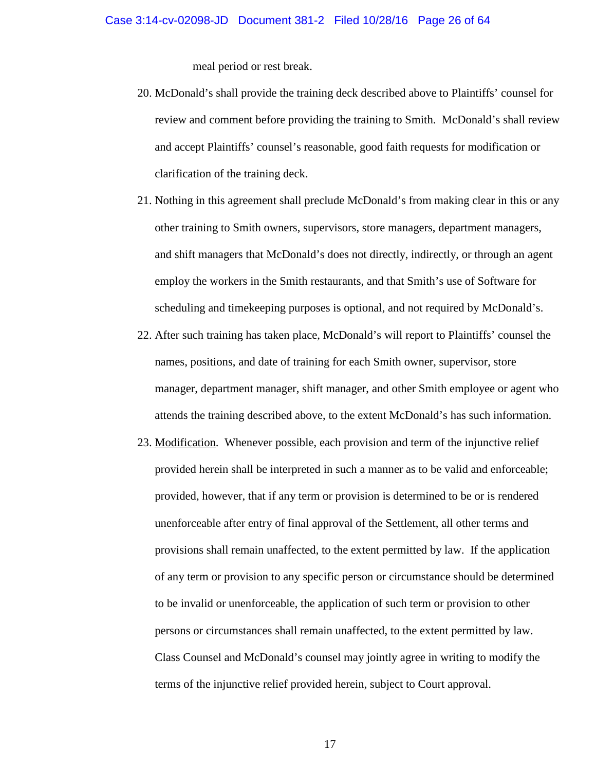meal period or rest break.

20. McDonald's shall provide the training deck described above to Plaintiffs' counsel for review and comment before providing the training to Smith. McDonald's shall review and accept Plaintiffs' counsel's reasonable, good faith requests for modification or clarification of the training deck.

21. Nothing in this agreement shall preclude McDonald's from making clear in this or any other training to Smith owners, supervisors, store managers, department managers, and shift managers that McDonald's does not directly, indirectly, or through an agent employ the workers in the Smith restaurants, and that Smith's use of Software for scheduling and timekeeping purposes is optional, and not required by McDonald's.

22. After such training has taken place, McDonald's will report to Plaintiffs' counsel the names, positions, and date of training for each Smith owner, supervisor, store manager, department manager, shift manager, and other Smith employee or agent who attends the training described above, to the extent McDonald's has such information.

23. <u>Modification</u>. Whenever possible, each provision and term of the injunctive relief provided herein shall be interpreted in such a manner as to be valid and enforceable; provided, however, that if any term or provision is determined to be or is rendered unenforceable after entry of final approval of the Settlement, all other terms and provisions shall remain unaffected, to the extent permitted by law. If the application of any term or provision to any specific person or circumstance should be determined to be invalid or unenforceable, the application of such term or provision to other persons or circumstances shall remain unaffected, to the extent permitted by law. Class Counsel and McDonald's counsel may jointly agree in writing to modify the terms of the injunctive relief provided herein, subject to Court approval.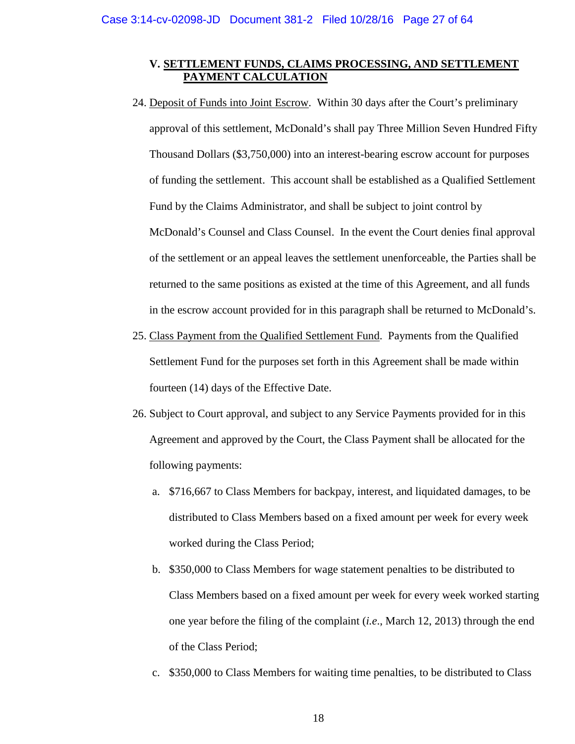## V. SETTLEMENT FUNDS, CLAIMS PROCESSING, AND SETTLEMENT PAYMENT CALCULATION

24. Deposit of Funds into Joint Escrow. Within 30 days after the Court's preliminary approval of this settlement, McDonald's shall pay Three Million Seven Hundred Fifty Thousand Dollars ($3,750,000) into an interest-bearing escrow account for purposes of funding the settlement. This account shall be established as a Qualified Settlement Fund by the Claims Administrator, and shall be subject to joint control by McDonald's Counsel and Class Counsel. In the event the Court denies final approval of the settlement or an appeal leaves the settlement unenforceable, the Parties shall be returned to the same positions as existed at the time of this Agreement, and all funds in the escrow account provided for in this paragraph shall be returned to McDonald's.

25. Class Payment from the Qualified Settlement Fund. Payments from the Qualified Settlement Fund for the purposes set forth in this Agreement shall be made within fourteen (14) days of the Effective Date.

26. Subject to Court approval, and subject to any Service Payments provided for in this Agreement and approved by the Court, the Class Payment shall be allocated for the following payments:

   a. $716,667 to Class Members for backpay, interest, and liquidated damages, to be distributed to Class Members based on a fixed amount per week for every week worked during the Class Period;

   b. $350,000 to Class Members for wage statement penalties to be distributed to Class Members based on a fixed amount per week for every week worked starting one year before the filing of the complaint (*i.e.*, March 12, 2013) through the end of the Class Period;

   c. $350,000 to Class Members for waiting time penalties, to be distributed to Class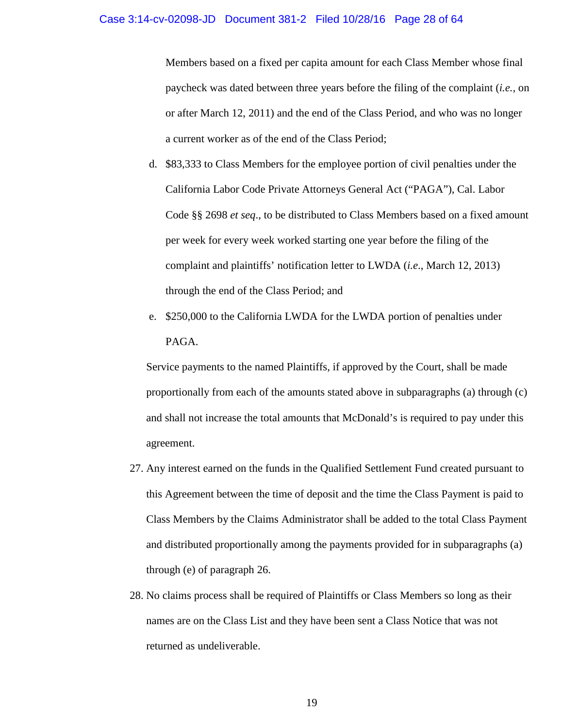Members based on a fixed per capita amount for each Class Member whose final paycheck was dated between three years before the filing of the complaint (*i.e.*, on or after March 12, 2011) and the end of the Class Period, and who was no longer a current worker as of the end of the Class Period;

d. $83,333 to Class Members for the employee portion of civil penalties under the California Labor Code Private Attorneys General Act ("PAGA"), Cal. Labor Code §§ 2698 *et seq*., to be distributed to Class Members based on a fixed amount per week for every week worked starting one year before the filing of the complaint and plaintiffs' notification letter to LWDA (*i.e*., March 12, 2013) through the end of the Class Period; and

e. $250,000 to the California LWDA for the LWDA portion of penalties under PAGA.

Service payments to the named Plaintiffs, if approved by the Court, shall be made proportionally from each of the amounts stated above in subparagraphs (a) through (c) and shall not increase the total amounts that McDonald's is required to pay under this agreement.

27. Any interest earned on the funds in the Qualified Settlement Fund created pursuant to this Agreement between the time of deposit and the time the Class Payment is paid to Class Members by the Claims Administrator shall be added to the total Class Payment and distributed proportionally among the payments provided for in subparagraphs (a) through (e) of paragraph 26.

28. No claims process shall be required of Plaintiffs or Class Members so long as their names are on the Class List and they have been sent a Class Notice that was not returned as undeliverable.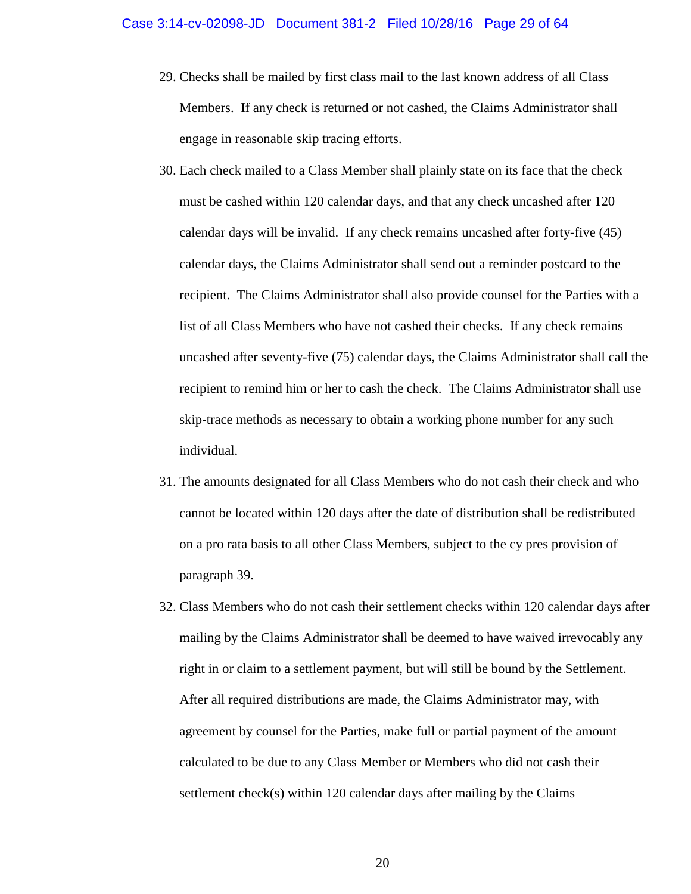29. Checks shall be mailed by first class mail to the last known address of all Class Members. If any check is returned or not cashed, the Claims Administrator shall engage in reasonable skip tracing efforts.

30. Each check mailed to a Class Member shall plainly state on its face that the check must be cashed within 120 calendar days, and that any check uncashed after 120 calendar days will be invalid. If any check remains uncashed after forty-five (45) calendar days, the Claims Administrator shall send out a reminder postcard to the recipient. The Claims Administrator shall also provide counsel for the Parties with a list of all Class Members who have not cashed their checks. If any check remains uncashed after seventy-five (75) calendar days, the Claims Administrator shall call the recipient to remind him or her to cash the check. The Claims Administrator shall use skip-trace methods as necessary to obtain a working phone number for any such individual.

31. The amounts designated for all Class Members who do not cash their check and who cannot be located within 120 days after the date of distribution shall be redistributed on a pro rata basis to all other Class Members, subject to the cy pres provision of paragraph 39.

32. Class Members who do not cash their settlement checks within 120 calendar days after mailing by the Claims Administrator shall be deemed to have waived irrevocably any right in or claim to a settlement payment, but will still be bound by the Settlement. After all required distributions are made, the Claims Administrator may, with agreement by counsel for the Parties, make full or partial payment of the amount calculated to be due to any Class Member or Members who did not cash their settlement check(s) within 120 calendar days after mailing by the Claims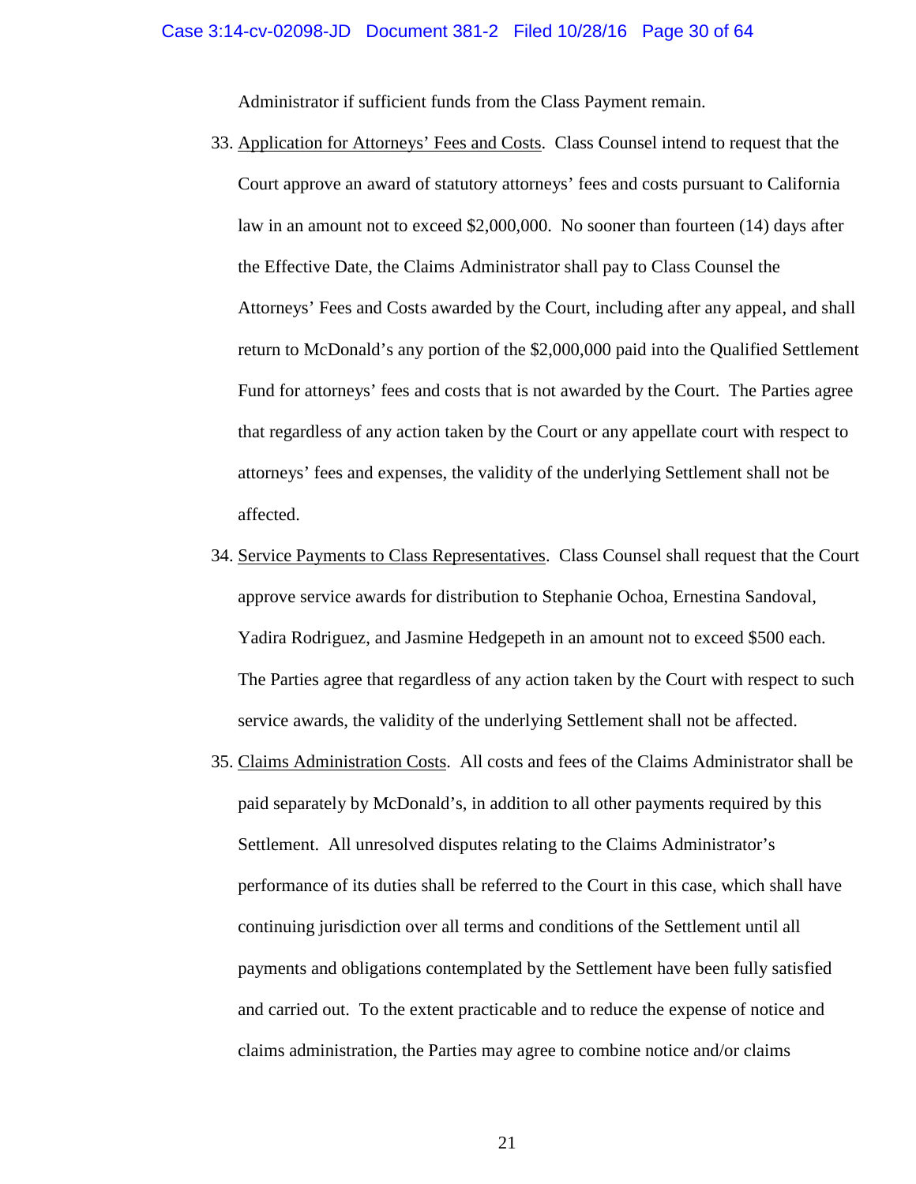Administrator if sufficient funds from the Class Payment remain.

33. Application for Attorneys' Fees and Costs. Class Counsel intend to request that the Court approve an award of statutory attorneys' fees and costs pursuant to California law in an amount not to exceed $2,000,000. No sooner than fourteen (14) days after the Effective Date, the Claims Administrator shall pay to Class Counsel the Attorneys' Fees and Costs awarded by the Court, including after any appeal, and shall return to McDonald's any portion of the $2,000,000 paid into the Qualified Settlement Fund for attorneys' fees and costs that is not awarded by the Court. The Parties agree that regardless of any action taken by the Court or any appellate court with respect to attorneys' fees and expenses, the validity of the underlying Settlement shall not be affected.

34. Service Payments to Class Representatives. Class Counsel shall request that the Court approve service awards for distribution to Stephanie Ochoa, Ernestina Sandoval, Yadira Rodriguez, and Jasmine Hedgepeth in an amount not to exceed $500 each. The Parties agree that regardless of any action taken by the Court with respect to such service awards, the validity of the underlying Settlement shall not be affected.

35. Claims Administration Costs. All costs and fees of the Claims Administrator shall be paid separately by McDonald's, in addition to all other payments required by this Settlement. All unresolved disputes relating to the Claims Administrator's performance of its duties shall be referred to the Court in this case, which shall have continuing jurisdiction over all terms and conditions of the Settlement until all payments and obligations contemplated by the Settlement have been fully satisfied and carried out. To the extent practicable and to reduce the expense of notice and claims administration, the Parties may agree to combine notice and/or claims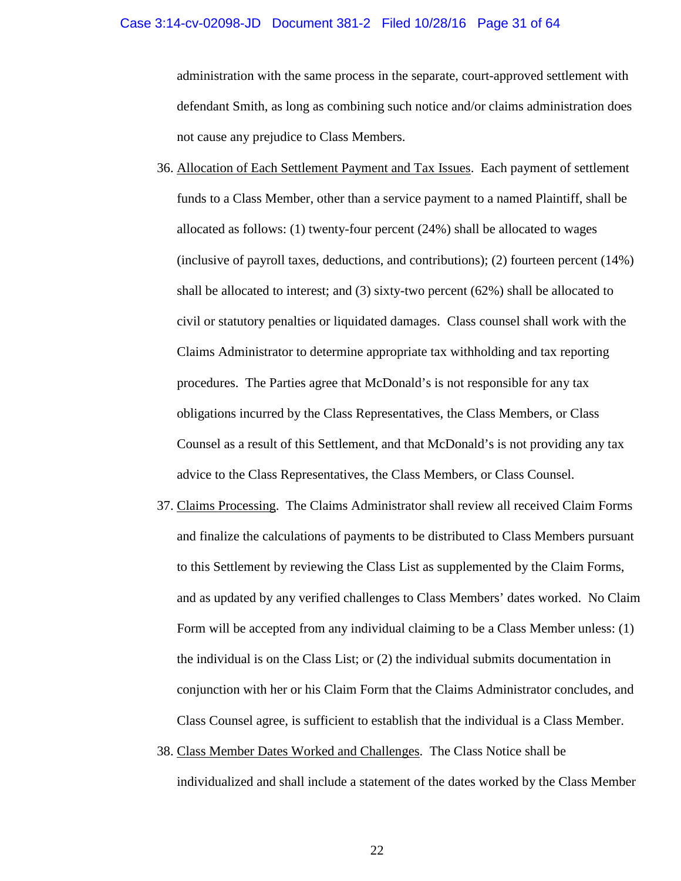administration with the same process in the separate, court-approved settlement with defendant Smith, as long as combining such notice and/or claims administration does not cause any prejudice to Class Members.

36. Allocation of Each Settlement Payment and Tax Issues. Each payment of settlement funds to a Class Member, other than a service payment to a named Plaintiff, shall be allocated as follows: (1) twenty-four percent (24%) shall be allocated to wages (inclusive of payroll taxes, deductions, and contributions); (2) fourteen percent (14%) shall be allocated to interest; and (3) sixty-two percent (62%) shall be allocated to civil or statutory penalties or liquidated damages. Class counsel shall work with the Claims Administrator to determine appropriate tax withholding and tax reporting procedures. The Parties agree that McDonald's is not responsible for any tax obligations incurred by the Class Representatives, the Class Members, or Class Counsel as a result of this Settlement, and that McDonald's is not providing any tax advice to the Class Representatives, the Class Members, or Class Counsel.

37. Claims Processing. The Claims Administrator shall review all received Claim Forms and finalize the calculations of payments to be distributed to Class Members pursuant to this Settlement by reviewing the Class List as supplemented by the Claim Forms, and as updated by any verified challenges to Class Members' dates worked. No Claim Form will be accepted from any individual claiming to be a Class Member unless: (1) the individual is on the Class List; or (2) the individual submits documentation in conjunction with her or his Claim Form that the Claims Administrator concludes, and Class Counsel agree, is sufficient to establish that the individual is a Class Member.

38. Class Member Dates Worked and Challenges. The Class Notice shall be individualized and shall include a statement of the dates worked by the Class Member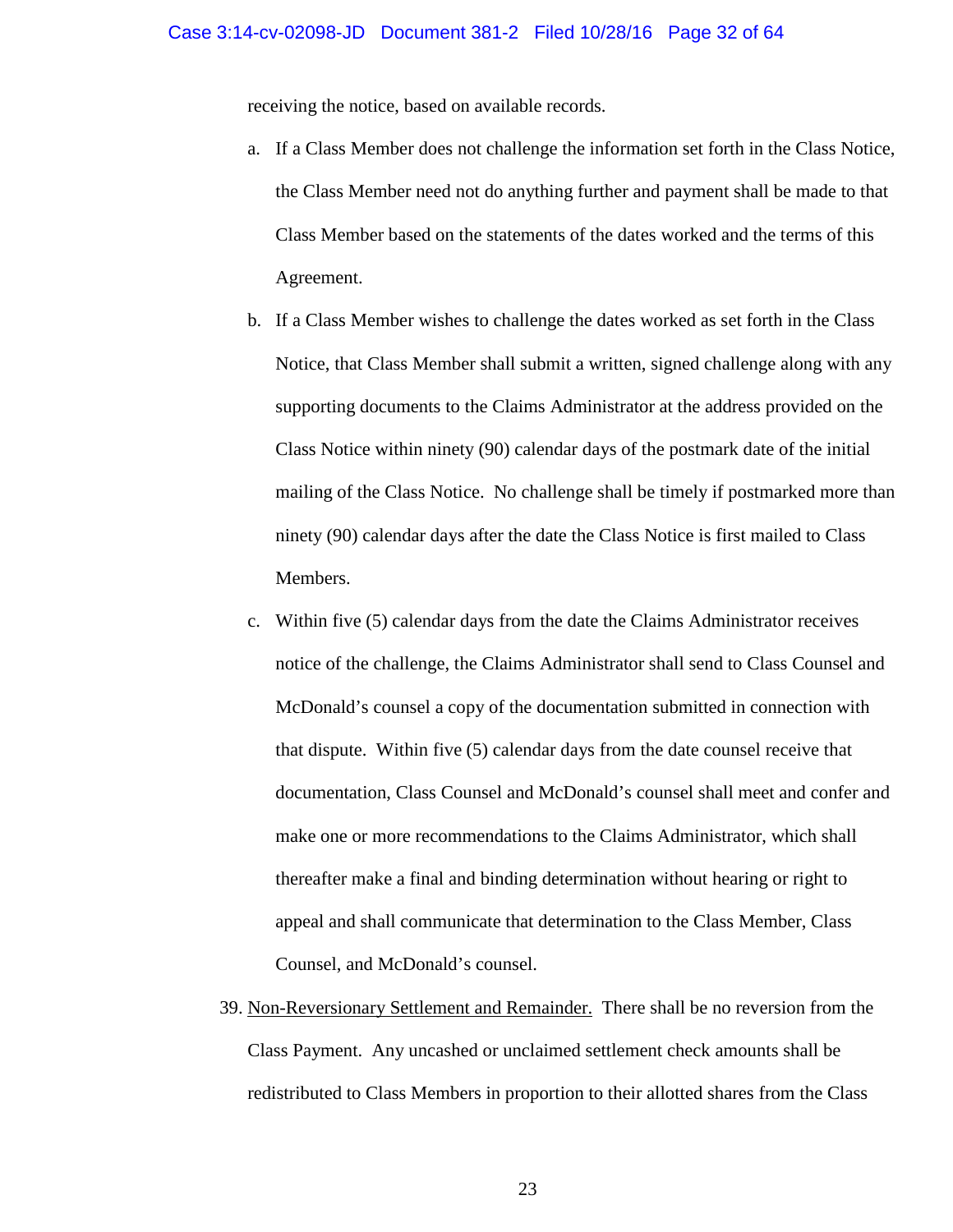receiving the notice, based on available records.

a. If a Class Member does not challenge the information set forth in the Class Notice, the Class Member need not do anything further and payment shall be made to that Class Member based on the statements of the dates worked and the terms of this Agreement.

b. If a Class Member wishes to challenge the dates worked as set forth in the Class Notice, that Class Member shall submit a written, signed challenge along with any supporting documents to the Claims Administrator at the address provided on the Class Notice within ninety (90) calendar days of the postmark date of the initial mailing of the Class Notice. No challenge shall be timely if postmarked more than ninety (90) calendar days after the date the Class Notice is first mailed to Class Members.

c. Within five (5) calendar days from the date the Claims Administrator receives notice of the challenge, the Claims Administrator shall send to Class Counsel and McDonald's counsel a copy of the documentation submitted in connection with that dispute. Within five (5) calendar days from the date counsel receive that documentation, Class Counsel and McDonald's counsel shall meet and confer and make one or more recommendations to the Claims Administrator, which shall thereafter make a final and binding determination without hearing or right to appeal and shall communicate that determination to the Class Member, Class Counsel, and McDonald's counsel.

39. <u>Non-Reversionary Settlement and Remainder.</u> There shall be no reversion from the Class Payment. Any uncashed or unclaimed settlement check amounts shall be redistributed to Class Members in proportion to their allotted shares from the Class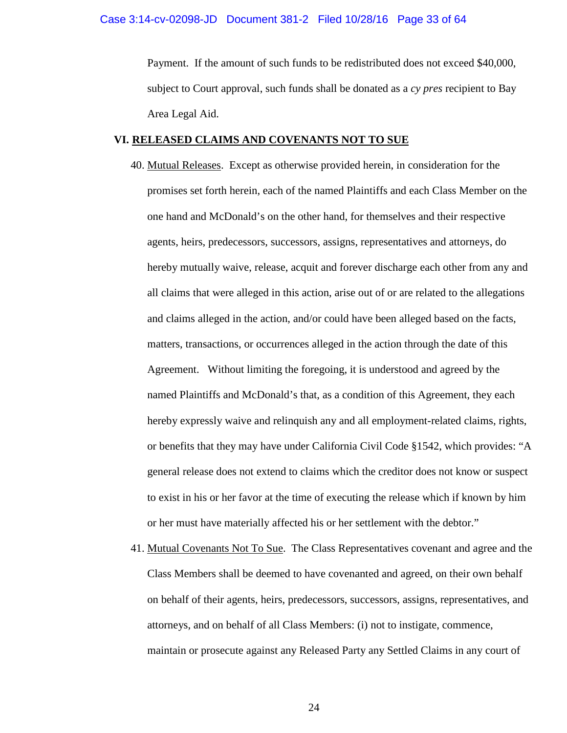Payment. If the amount of such funds to be redistributed does not exceed $40,000, subject to Court approval, such funds shall be donated as a *cy pres* recipient to Bay Area Legal Aid.

## VI. RELEASED CLAIMS AND COVENANTS NOT TO SUE

40. Mutual Releases. Except as otherwise provided herein, in consideration for the promises set forth herein, each of the named Plaintiffs and each Class Member on the one hand and McDonald's on the other hand, for themselves and their respective agents, heirs, predecessors, successors, assigns, representatives and attorneys, do hereby mutually waive, release, acquit and forever discharge each other from any and all claims that were alleged in this action, arise out of or are related to the allegations and claims alleged in the action, and/or could have been alleged based on the facts, matters, transactions, or occurrences alleged in the action through the date of this Agreement. Without limiting the foregoing, it is understood and agreed by the named Plaintiffs and McDonald's that, as a condition of this Agreement, they each hereby expressly waive and relinquish any and all employment-related claims, rights, or benefits that they may have under California Civil Code §1542, which provides: "A general release does not extend to claims which the creditor does not know or suspect to exist in his or her favor at the time of executing the release which if known by him or her must have materially affected his or her settlement with the debtor."

41. Mutual Covenants Not To Sue. The Class Representatives covenant and agree and the Class Members shall be deemed to have covenanted and agreed, on their own behalf on behalf of their agents, heirs, predecessors, successors, assigns, representatives, and attorneys, and on behalf of all Class Members: (i) not to instigate, commence, maintain or prosecute against any Released Party any Settled Claims in any court of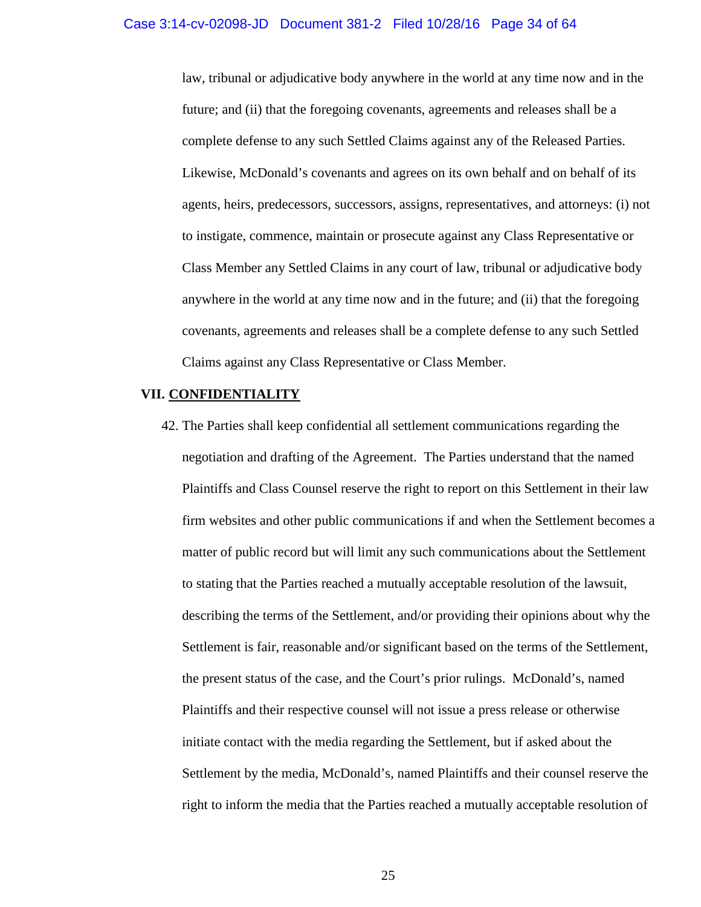law, tribunal or adjudicative body anywhere in the world at any time now and in the future; and (ii) that the foregoing covenants, agreements and releases shall be a complete defense to any such Settled Claims against any of the Released Parties. Likewise, McDonald's covenants and agrees on its own behalf and on behalf of its agents, heirs, predecessors, successors, assigns, representatives, and attorneys: (i) not to instigate, commence, maintain or prosecute against any Class Representative or Class Member any Settled Claims in any court of law, tribunal or adjudicative body anywhere in the world at any time now and in the future; and (ii) that the foregoing covenants, agreements and releases shall be a complete defense to any such Settled Claims against any Class Representative or Class Member.

## VII. CONFIDENTIALITY

42. The Parties shall keep confidential all settlement communications regarding the negotiation and drafting of the Agreement. The Parties understand that the named Plaintiffs and Class Counsel reserve the right to report on this Settlement in their law firm websites and other public communications if and when the Settlement becomes a matter of public record but will limit any such communications about the Settlement to stating that the Parties reached a mutually acceptable resolution of the lawsuit, describing the terms of the Settlement, and/or providing their opinions about why the Settlement is fair, reasonable and/or significant based on the terms of the Settlement, the present status of the case, and the Court's prior rulings. McDonald's, named Plaintiffs and their respective counsel will not issue a press release or otherwise initiate contact with the media regarding the Settlement, but if asked about the Settlement by the media, McDonald's, named Plaintiffs and their counsel reserve the right to inform the media that the Parties reached a mutually acceptable resolution of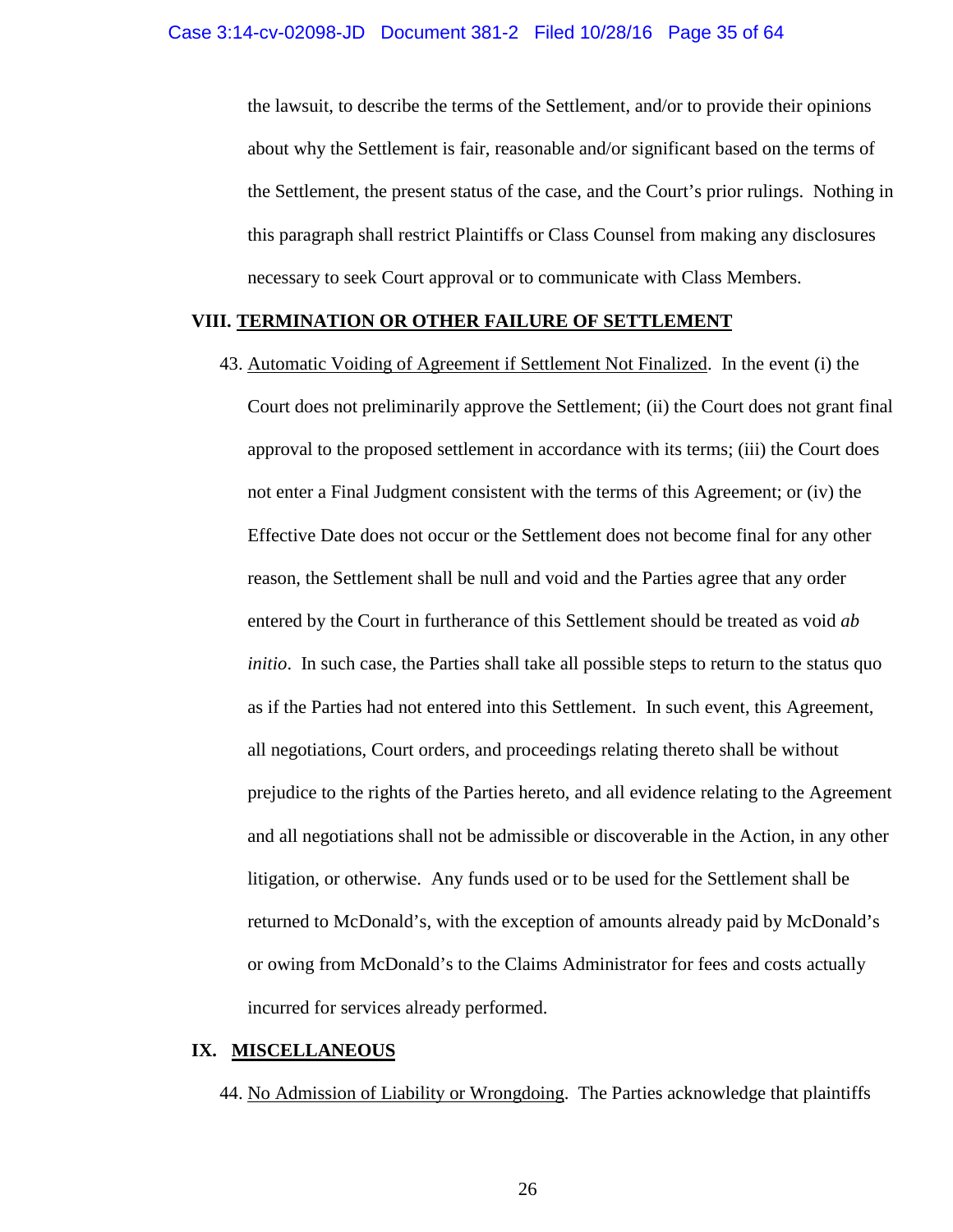the lawsuit, to describe the terms of the Settlement, and/or to provide their opinions about why the Settlement is fair, reasonable and/or significant based on the terms of the Settlement, the present status of the case, and the Court's prior rulings. Nothing in this paragraph shall restrict Plaintiffs or Class Counsel from making any disclosures necessary to seek Court approval or to communicate with Class Members.

## VIII. <u>TERMINATION OR OTHER FAILURE OF SETTLEMENT</u>

43. <u>Automatic Voiding of Agreement if Settlement Not Finalized</u>. In the event (i) the Court does not preliminarily approve the Settlement; (ii) the Court does not grant final approval to the proposed settlement in accordance with its terms; (iii) the Court does not enter a Final Judgment consistent with the terms of this Agreement; or (iv) the Effective Date does not occur or the Settlement does not become final for any other reason, the Settlement shall be null and void and the Parties agree that any order entered by the Court in furtherance of this Settlement should be treated as void *ab initio*. In such case, the Parties shall take all possible steps to return to the status quo as if the Parties had not entered into this Settlement. In such event, this Agreement, all negotiations, Court orders, and proceedings relating thereto shall be without prejudice to the rights of the Parties hereto, and all evidence relating to the Agreement and all negotiations shall not be admissible or discoverable in the Action, in any other litigation, or otherwise. Any funds used or to be used for the Settlement shall be returned to McDonald's, with the exception of amounts already paid by McDonald's or owing from McDonald's to the Claims Administrator for fees and costs actually incurred for services already performed.

## IX. <u>MISCELLANEOUS</u>

44. <u>No Admission of Liability or Wrongdoing</u>. The Parties acknowledge that plaintiffs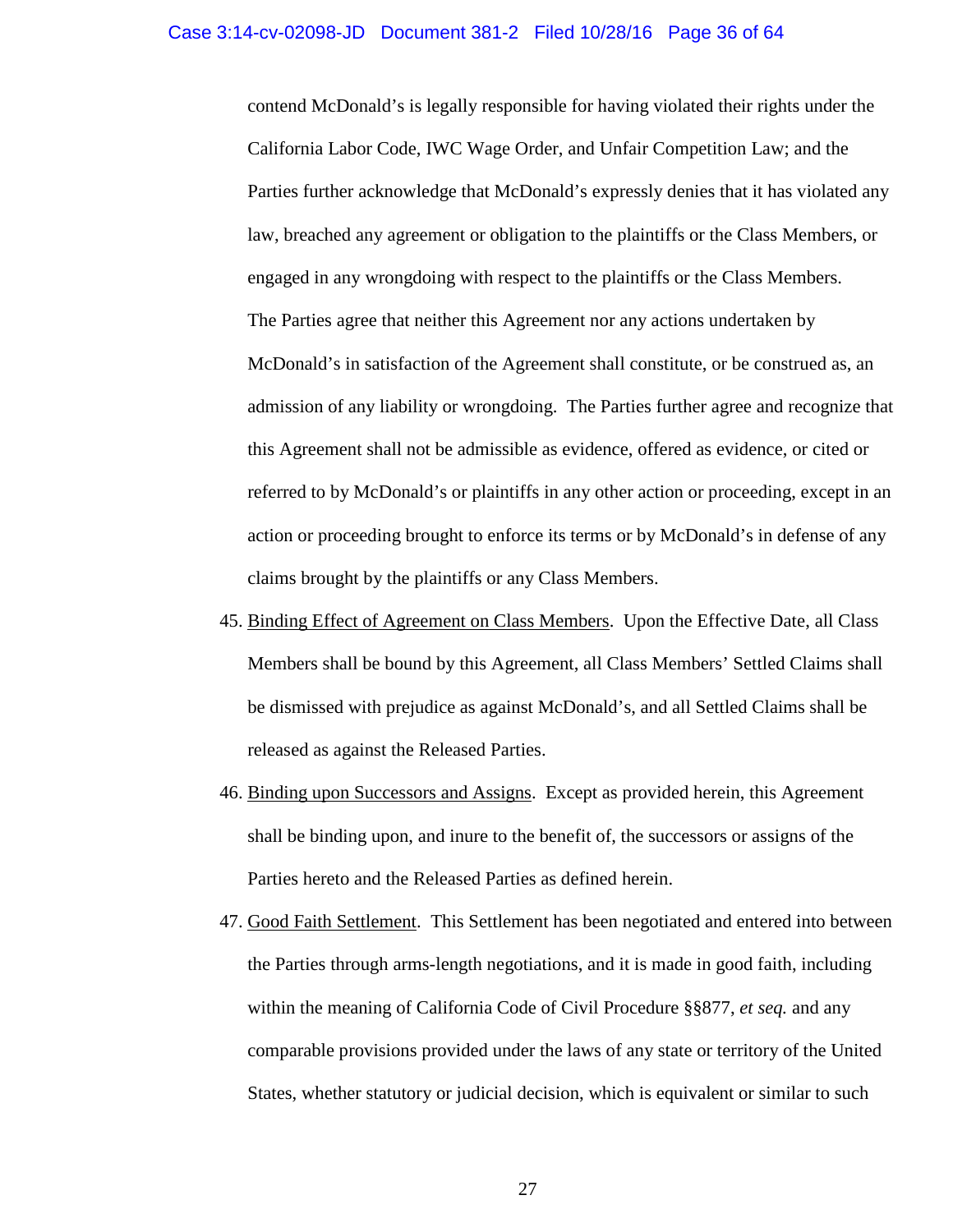contend McDonald's is legally responsible for having violated their rights under the California Labor Code, IWC Wage Order, and Unfair Competition Law; and the Parties further acknowledge that McDonald's expressly denies that it has violated any law, breached any agreement or obligation to the plaintiffs or the Class Members, or engaged in any wrongdoing with respect to the plaintiffs or the Class Members. The Parties agree that neither this Agreement nor any actions undertaken by McDonald's in satisfaction of the Agreement shall constitute, or be construed as, an admission of any liability or wrongdoing. The Parties further agree and recognize that this Agreement shall not be admissible as evidence, offered as evidence, or cited or referred to by McDonald's or plaintiffs in any other action or proceeding, except in an action or proceeding brought to enforce its terms or by McDonald's in defense of any claims brought by the plaintiffs or any Class Members.

45. Binding Effect of Agreement on Class Members. Upon the Effective Date, all Class Members shall be bound by this Agreement, all Class Members' Settled Claims shall be dismissed with prejudice as against McDonald's, and all Settled Claims shall be released as against the Released Parties.

46. Binding upon Successors and Assigns. Except as provided herein, this Agreement shall be binding upon, and inure to the benefit of, the successors or assigns of the Parties hereto and the Released Parties as defined herein.

47. Good Faith Settlement. This Settlement has been negotiated and entered into between the Parties through arms-length negotiations, and it is made in good faith, including within the meaning of California Code of Civil Procedure §§877, *et seq.* and any comparable provisions provided under the laws of any state or territory of the United States, whether statutory or judicial decision, which is equivalent or similar to such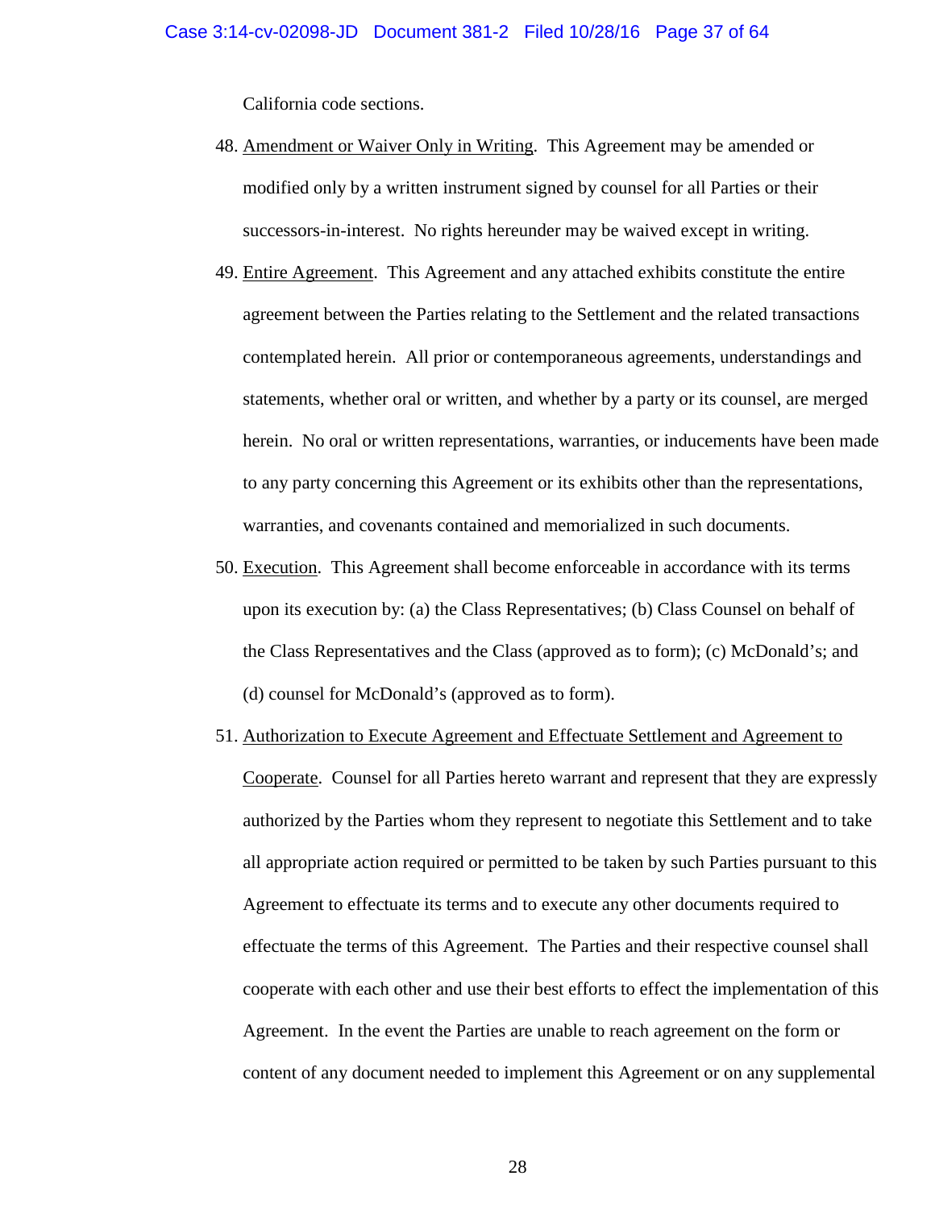California code sections.

48. Amendment or Waiver Only in Writing. This Agreement may be amended or modified only by a written instrument signed by counsel for all Parties or their successors-in-interest. No rights hereunder may be waived except in writing.

49. Entire Agreement. This Agreement and any attached exhibits constitute the entire agreement between the Parties relating to the Settlement and the related transactions contemplated herein. All prior or contemporaneous agreements, understandings and statements, whether oral or written, and whether by a party or its counsel, are merged herein. No oral or written representations, warranties, or inducements have been made to any party concerning this Agreement or its exhibits other than the representations, warranties, and covenants contained and memorialized in such documents.

50. Execution. This Agreement shall become enforceable in accordance with its terms upon its execution by: (a) the Class Representatives; (b) Class Counsel on behalf of the Class Representatives and the Class (approved as to form); (c) McDonald's; and (d) counsel for McDonald's (approved as to form).

51. Authorization to Execute Agreement and Effectuate Settlement and Agreement to Cooperate. Counsel for all Parties hereto warrant and represent that they are expressly authorized by the Parties whom they represent to negotiate this Settlement and to take all appropriate action required or permitted to be taken by such Parties pursuant to this Agreement to effectuate its terms and to execute any other documents required to effectuate the terms of this Agreement. The Parties and their respective counsel shall cooperate with each other and use their best efforts to effect the implementation of this Agreement. In the event the Parties are unable to reach agreement on the form or content of any document needed to implement this Agreement or on any supplemental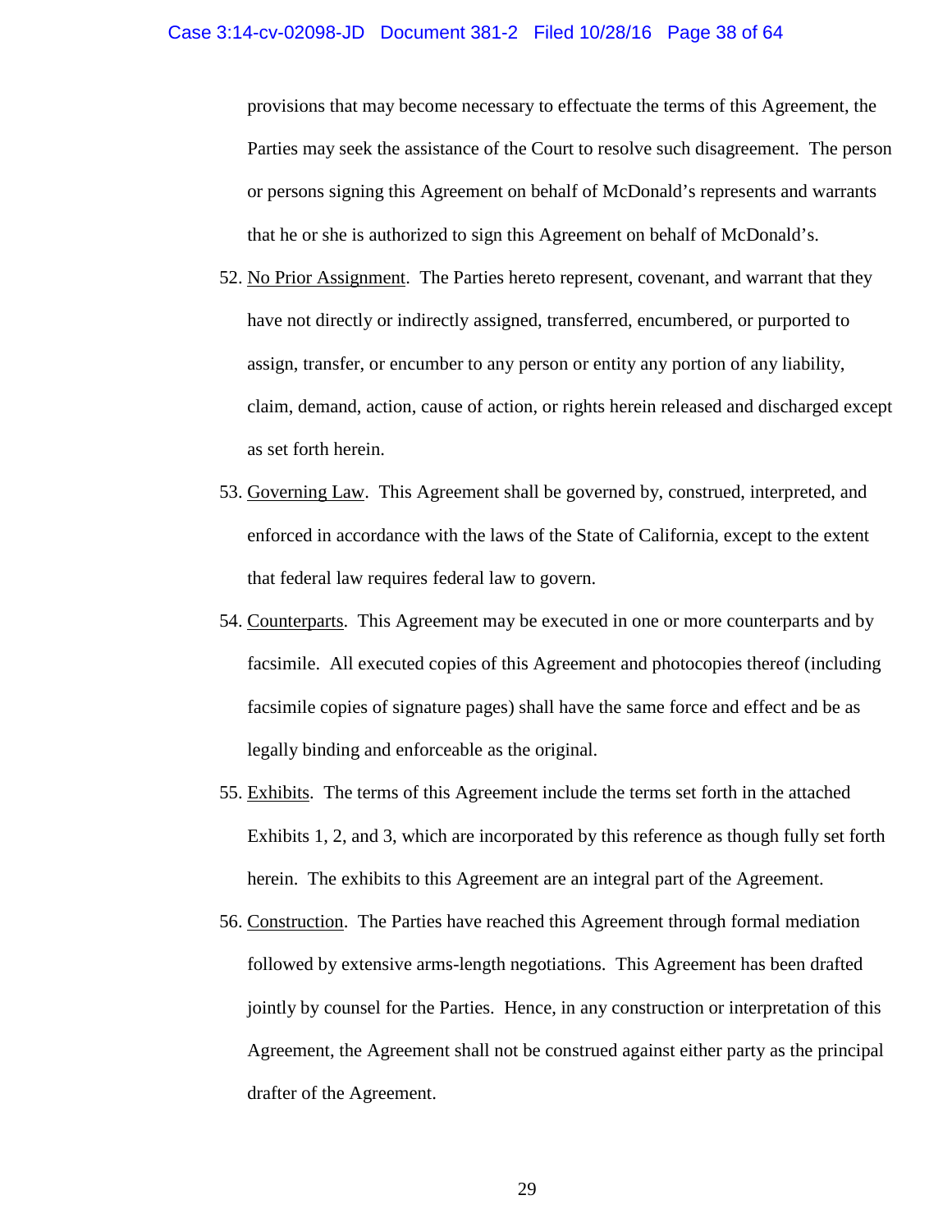provisions that may become necessary to effectuate the terms of this Agreement, the Parties may seek the assistance of the Court to resolve such disagreement. The person or persons signing this Agreement on behalf of McDonald's represents and warrants that he or she is authorized to sign this Agreement on behalf of McDonald's.

52. No Prior Assignment. The Parties hereto represent, covenant, and warrant that they have not directly or indirectly assigned, transferred, encumbered, or purported to assign, transfer, or encumber to any person or entity any portion of any liability, claim, demand, action, cause of action, or rights herein released and discharged except as set forth herein.

53. Governing Law. This Agreement shall be governed by, construed, interpreted, and enforced in accordance with the laws of the State of California, except to the extent that federal law requires federal law to govern.

54. Counterparts. This Agreement may be executed in one or more counterparts and by facsimile. All executed copies of this Agreement and photocopies thereof (including facsimile copies of signature pages) shall have the same force and effect and be as legally binding and enforceable as the original.

55. Exhibits. The terms of this Agreement include the terms set forth in the attached Exhibits 1, 2, and 3, which are incorporated by this reference as though fully set forth herein. The exhibits to this Agreement are an integral part of the Agreement.

56. Construction. The Parties have reached this Agreement through formal mediation followed by extensive arms-length negotiations. This Agreement has been drafted jointly by counsel for the Parties. Hence, in any construction or interpretation of this Agreement, the Agreement shall not be construed against either party as the principal drafter of the Agreement.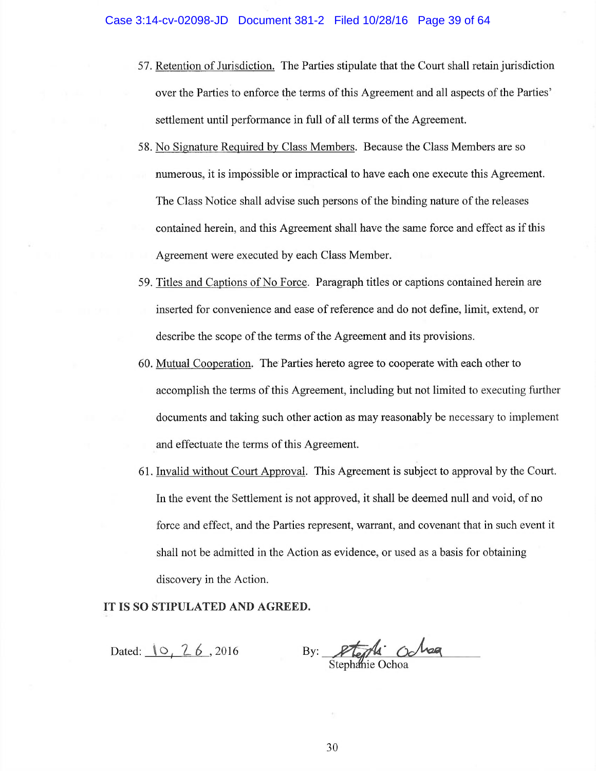57. Retention of Jurisdiction. The Parties stipulate that the Court shall retain jurisdiction over the Parties to enforce the terms of this Agreement and all aspects of the Parties' settlement until performance in full of all terms of the Agreement.

58. No Signature Required by Class Members. Because the Class Members are so numerous, it is impossible or impractical to have each one execute this Agreement. The Class Notice shall advise such persons of the binding nature of the releases contained herein, and this Agreement shall have the same force and effect as if this Agreement were executed by each Class Member.

59. Titles and Captions of No Force. Paragraph titles or captions contained herein are inserted for convenience and ease of reference and do not define, limit, extend, or describe the scope of the terms of the Agreement and its provisions.

60. Mutual Cooperation. The Parties hereto agree to cooperate with each other to accomplish the terms of this Agreement, including but not limited to executing further documents and taking such other action as may reasonably be necessary to implement and effectuate the terms of this Agreement.

61. Invalid without Court Approval. This Agreement is subject to approval by the Court. In the event the Settlement is not approved, it shall be deemed null and void, of no force and effect, and the Parties represent, warrant, and covenant that in such event it shall not be admitted in the Action as evidence, or used as a basis for obtaining discovery in the Action.

**IT IS SO STIPULATED AND AGREED.**

Dated: 10, 26, 2016

By: Stephanie Ochoa

Stephanie Ochoa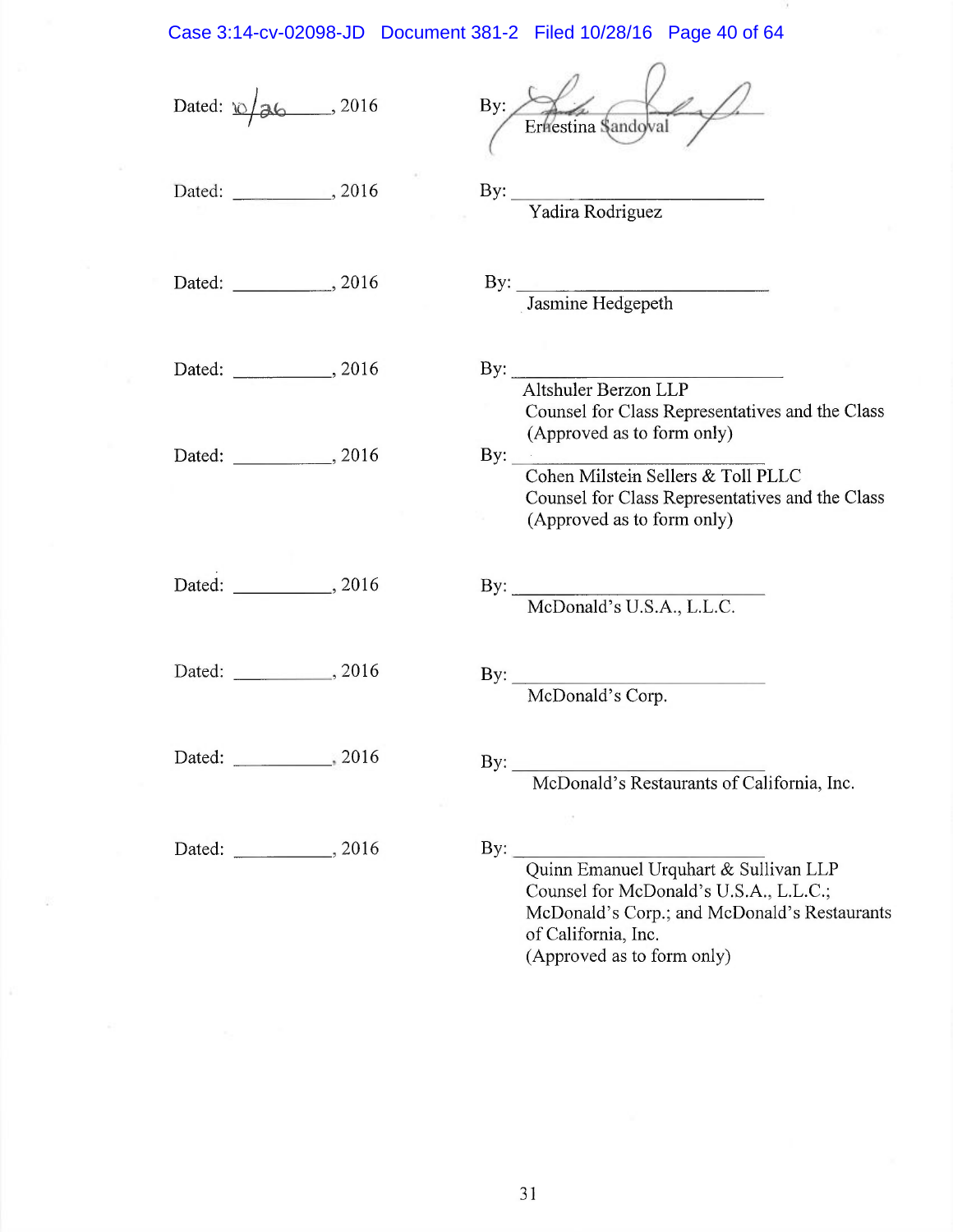Dated: 10/26, 2016 By: Ernestina Sandoval

Dated: __________, 2016 By: ______________________
Yadira Rodriguez

Dated: __________, 2016 By: ______________________
Jasmine Hedgepeth

Dated: __________, 2016 By: ______________________
Altshuler Berzon LLP
Counsel for Class Representatives and the Class
(Approved as to form only)

Dated: __________, 2016 By: ______________________
Cohen Milstein Sellers & Toll PLLC
Counsel for Class Representatives and the Class
(Approved as to form only)

Dated: __________, 2016 By: ______________________
McDonald's U.S.A., L.L.C.

Dated: __________, 2016 By: ______________________
McDonald's Corp.

Dated: __________, 2016 By: ______________________
McDonald's Restaurants of California, Inc.

Dated: __________, 2016 By: ______________________
Quinn Emanuel Urquhart & Sullivan LLP
Counsel for McDonald's U.S.A., L.L.C.;
McDonald's Corp.; and McDonald's Restaurants of California, Inc.
(Approved as to form only)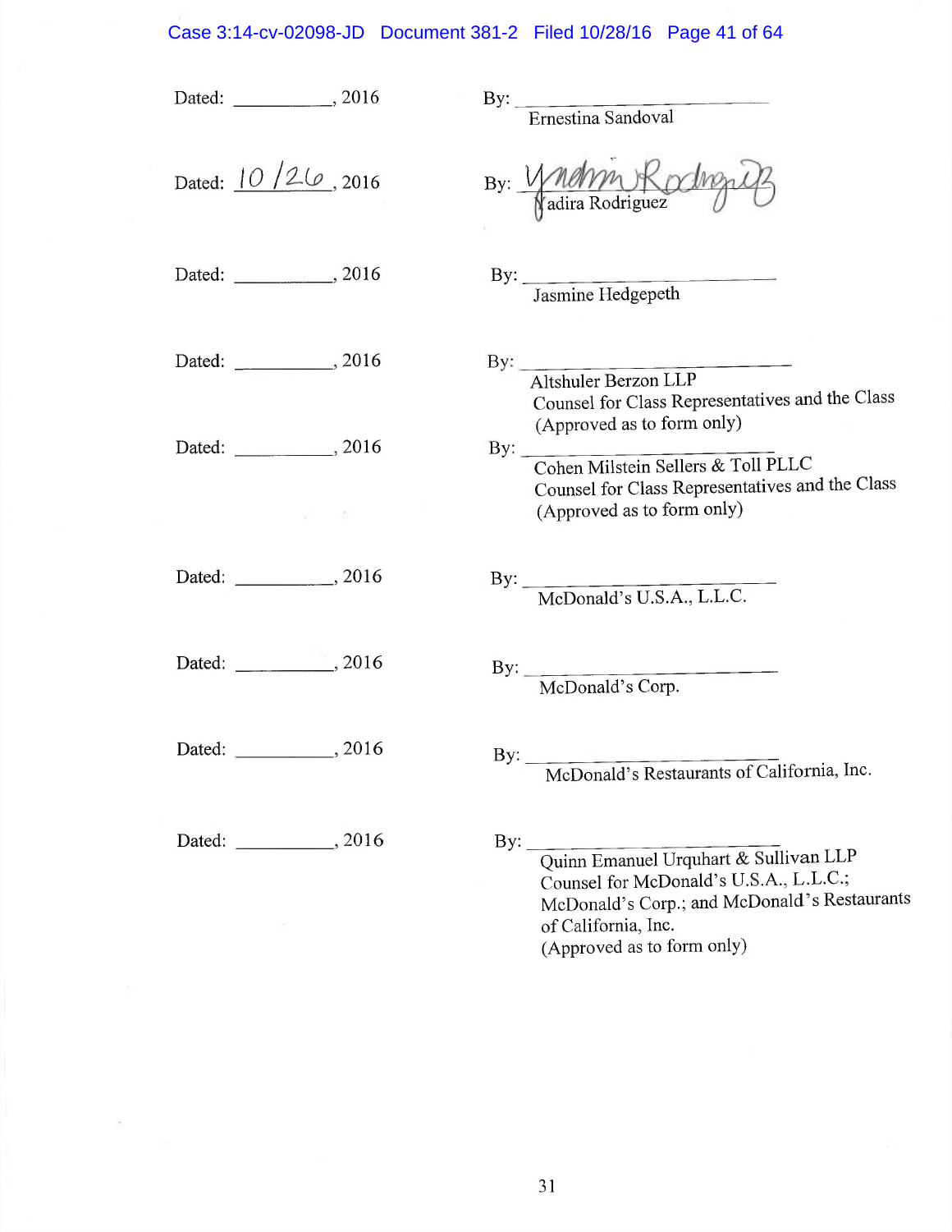Dated: __________, 2016 By: ______________________
Ernestina Sandoval

Dated: 10 /26, 2016 By: ______________________
Nadira Rodriguez

Dated: __________, 2016 By: ______________________
Jasmine Hedgepeth

Dated: __________, 2016 By: ______________________
Altshuler Berzon LLP
Counsel for Class Representatives and the Class
(Approved as to form only)

Dated: __________, 2016 By: ______________________
Cohen Milstein Sellers & Toll PLLC
Counsel for Class Representatives and the Class
(Approved as to form only)

Dated: __________, 2016 By: ______________________
McDonald's U.S.A., L.L.C.

Dated: __________, 2016 By: ______________________
McDonald's Corp.

Dated: __________, 2016 By: ______________________
McDonald's Restaurants of California, Inc.

Dated: __________, 2016 By: ______________________
Quinn Emanuel Urquhart & Sullivan LLP
Counsel for McDonald's U.S.A., L.L.C.;
McDonald's Corp.; and McDonald's Restaurants
of California, Inc.
(Approved as to form only)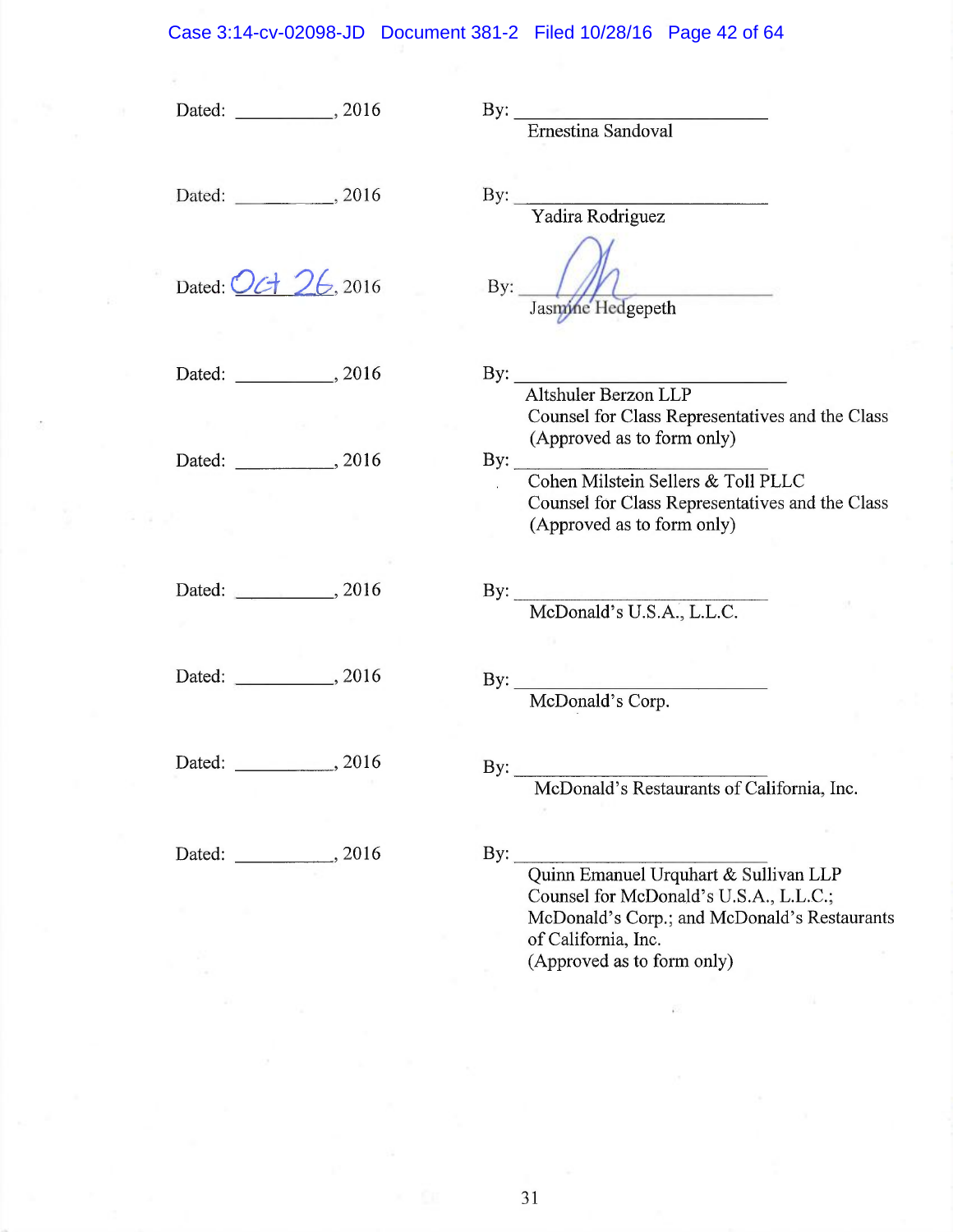Dated: __________, 2016 By: ____________________________
Ernestina Sandoval

Dated: __________, 2016 By: ____________________________
Yadira Rodriguez

Dated: Oct 26, 2016 By: ____________________________
Jasmine Hedgepeth

Dated: __________, 2016 By: ____________________________
Altshuler Berzon LLP
Counsel for Class Representatives and the Class
(Approved as to form only)

Dated: __________, 2016 By: ____________________________
Cohen Milstein Sellers & Toll PLLC
Counsel for Class Representatives and the Class
(Approved as to form only)

Dated: __________, 2016 By: ____________________________
McDonald's U.S.A., L.L.C.

Dated: __________, 2016 By: ____________________________
McDonald's Corp.

Dated: __________, 2016 By: ____________________________
McDonald's Restaurants of California, Inc.

Dated: __________, 2016 By: ____________________________
Quinn Emanuel Urquhart & Sullivan LLP
Counsel for McDonald's U.S.A., L.L.C.;
McDonald's Corp.; and McDonald's Restaurants of California, Inc.
(Approved as to form only)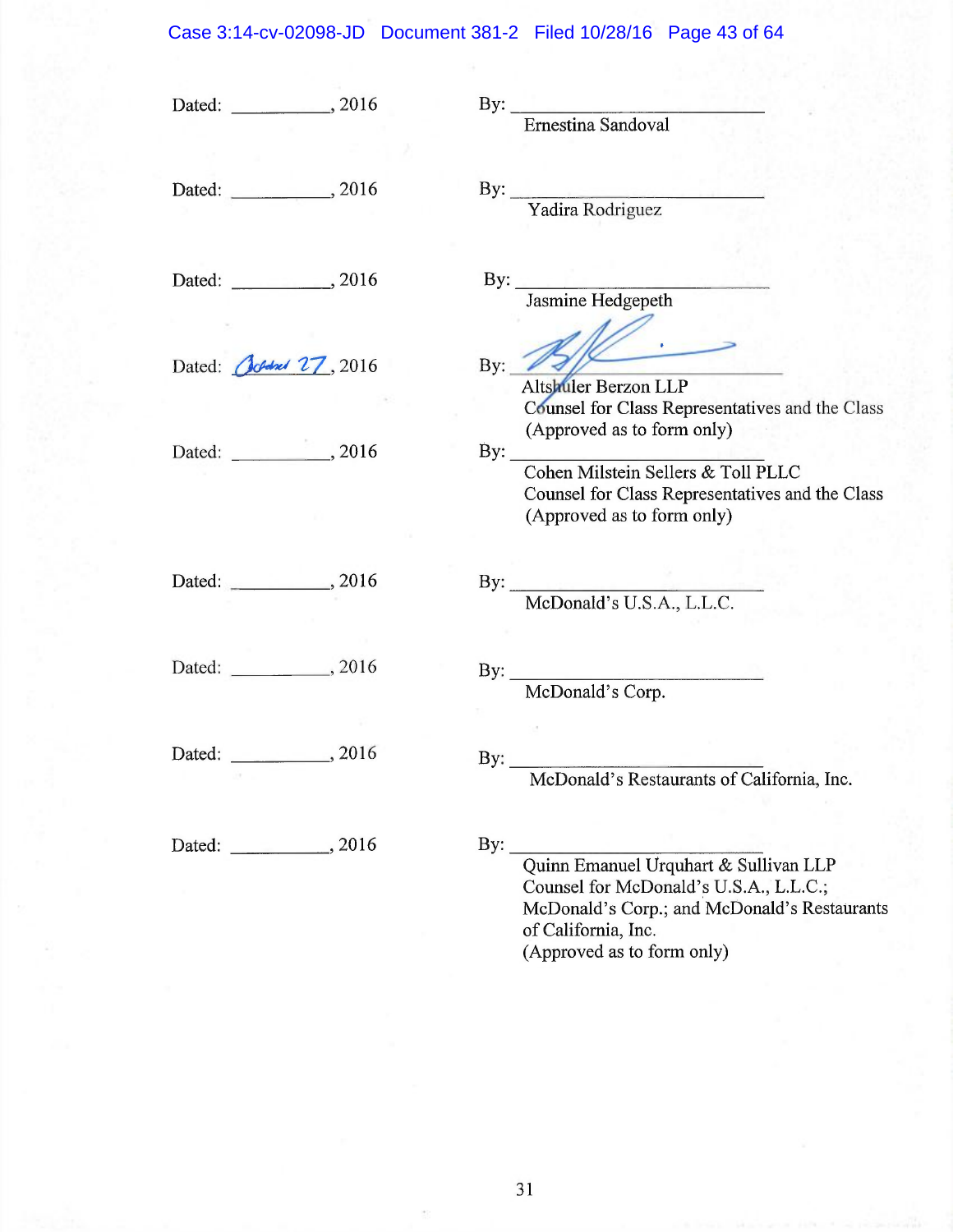Dated: \_\_\_\_\_\_\_\_\_\_, 2016 By: \_\_\_\_\_\_\_\_\_\_\_\_\_\_\_\_\_\_\_\_\_\_\_\_
Ernestina Sandoval

Dated: \_\_\_\_\_\_\_\_\_\_, 2016 By: \_\_\_\_\_\_\_\_\_\_\_\_\_\_\_\_\_\_\_\_\_\_\_\_
Yadira Rodriguez

Dated: \_\_\_\_\_\_\_\_\_\_, 2016 By: \_\_\_\_\_\_\_\_\_\_\_\_\_\_\_\_\_\_\_\_\_\_\_\_
Jasmine Hedgepeth

Dated: October 27, 2016 By: \_\_\_\_\_\_\_\_\_\_\_\_\_\_\_\_\_\_\_\_\_\_\_\_
Altshuler Berzon LLP
Counsel for Class Representatives and the Class
(Approved as to form only)

Dated: \_\_\_\_\_\_\_\_\_\_, 2016 By: \_\_\_\_\_\_\_\_\_\_\_\_\_\_\_\_\_\_\_\_\_\_\_\_
Cohen Milstein Sellers & Toll PLLC
Counsel for Class Representatives and the Class
(Approved as to form only)

Dated: \_\_\_\_\_\_\_\_\_\_, 2016 By: \_\_\_\_\_\_\_\_\_\_\_\_\_\_\_\_\_\_\_\_\_\_\_\_
McDonald's U.S.A., L.L.C.

Dated: \_\_\_\_\_\_\_\_\_\_, 2016 By: \_\_\_\_\_\_\_\_\_\_\_\_\_\_\_\_\_\_\_\_\_\_\_\_
McDonald's Corp.

Dated: \_\_\_\_\_\_\_\_\_\_, 2016 By: \_\_\_\_\_\_\_\_\_\_\_\_\_\_\_\_\_\_\_\_\_\_\_\_
McDonald's Restaurants of California, Inc.

Dated: \_\_\_\_\_\_\_\_\_\_, 2016 By: \_\_\_\_\_\_\_\_\_\_\_\_\_\_\_\_\_\_\_\_\_\_\_\_
Quinn Emanuel Urquhart & Sullivan LLP
Counsel for McDonald's U.S.A., L.L.C.;
McDonald's Corp.; and McDonald's Restaurants
of California, Inc.
(Approved as to form only)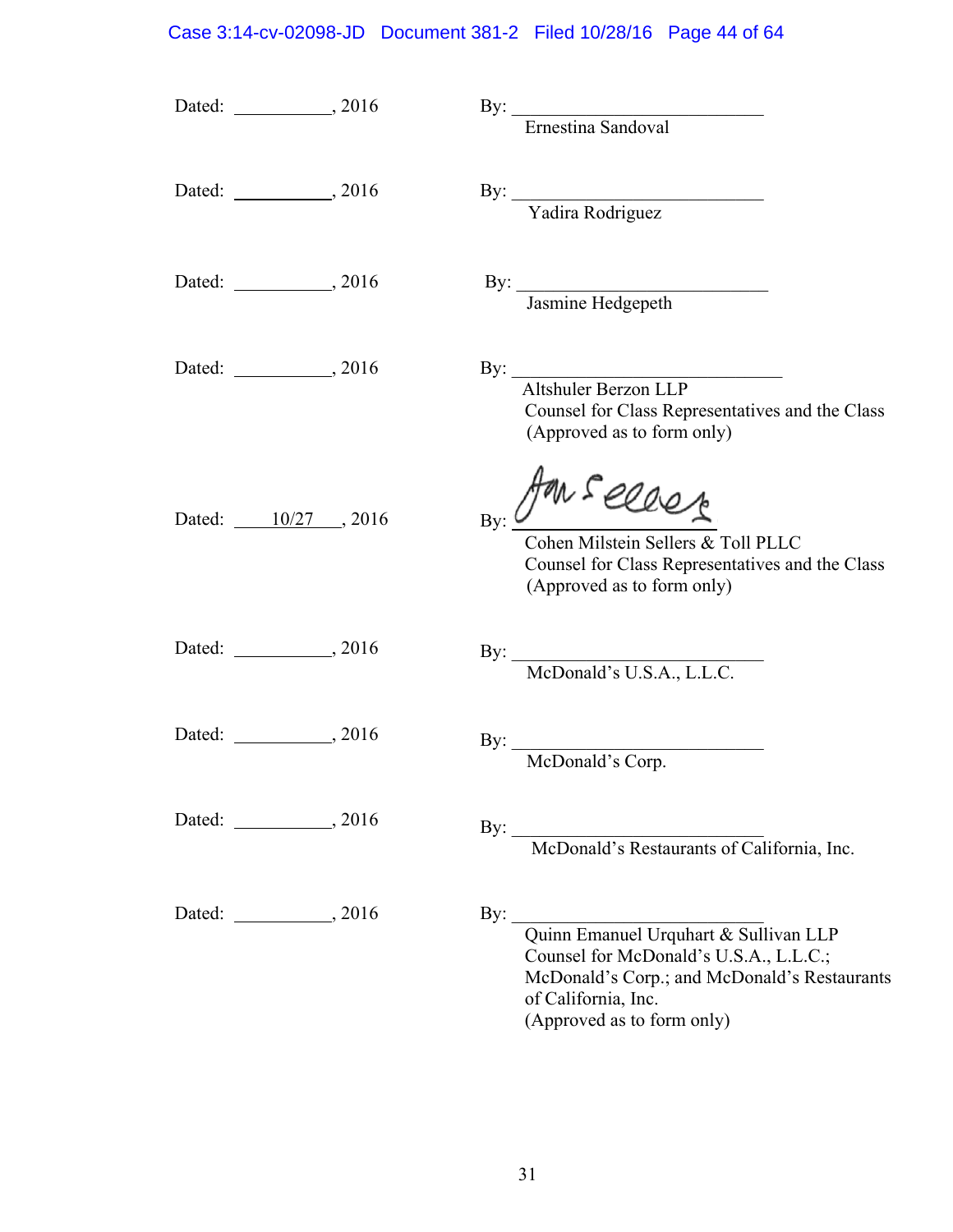Dated: ___________, 2016 By: ___________________________
Ernestina Sandoval

Dated: ___________, 2016 By: ___________________________
Yadira Rodriguez

Dated: ___________, 2016 By: ___________________________
Jasmine Hedgepeth

Dated: ___________, 2016 By: ___________________________
Altshuler Berzon LLP
Counsel for Class Representatives and the Class
(Approved as to form only)

Dated: 10/27, 2016 By: ___________________________
Cohen Milstein Sellers & Toll PLLC
Counsel for Class Representatives and the Class
(Approved as to form only)

Dated: ___________, 2016 By: ___________________________
McDonald's U.S.A., L.L.C.

Dated: ___________, 2016 By: ___________________________
McDonald's Corp.

Dated: ___________, 2016 By: ___________________________
McDonald's Restaurants of California, Inc.

Dated: ___________, 2016 By: ___________________________
Quinn Emanuel Urquhart & Sullivan LLP
Counsel for McDonald's U.S.A., L.L.C.;
McDonald's Corp.; and McDonald's Restaurants of California, Inc.
(Approved as to form only)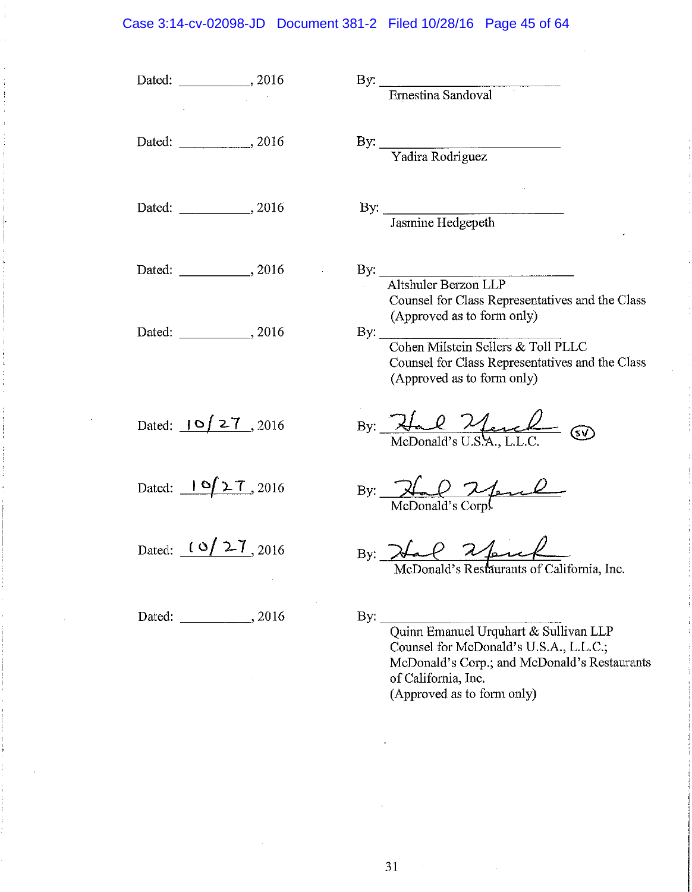Dated: ___________, 2016 By: ___________________________
Ernestina Sandoval

Dated: ___________, 2016 By: ___________________________
Yadira Rodriguez

Dated: ___________, 2016 By: ___________________________
Jasmine Hedgepeth

Dated: ___________, 2016 By: ___________________________
Altshuler Berzon LLP
Counsel for Class Representatives and the Class
(Approved as to form only)

Dated: ___________, 2016 By: ___________________________
Cohen Milstein Sellers & Toll PLLC
Counsel for Class Representatives and the Class
(Approved as to form only)

Dated: 10/27, 2016 By: [signature] (SV)
McDonald's U.S.A., L.L.C.

Dated: 10/27, 2016 By: [signature]
McDonald's Corp.

Dated: 10/27, 2016 By: [signature]
McDonald's Restaurants of California, Inc.

Dated: ___________, 2016 By: ___________________________
Quinn Emanuel Urquhart & Sullivan LLP
Counsel for McDonald's U.S.A., L.L.C.;
McDonald's Corp.; and McDonald's Restaurants of California, Inc.
(Approved as to form only)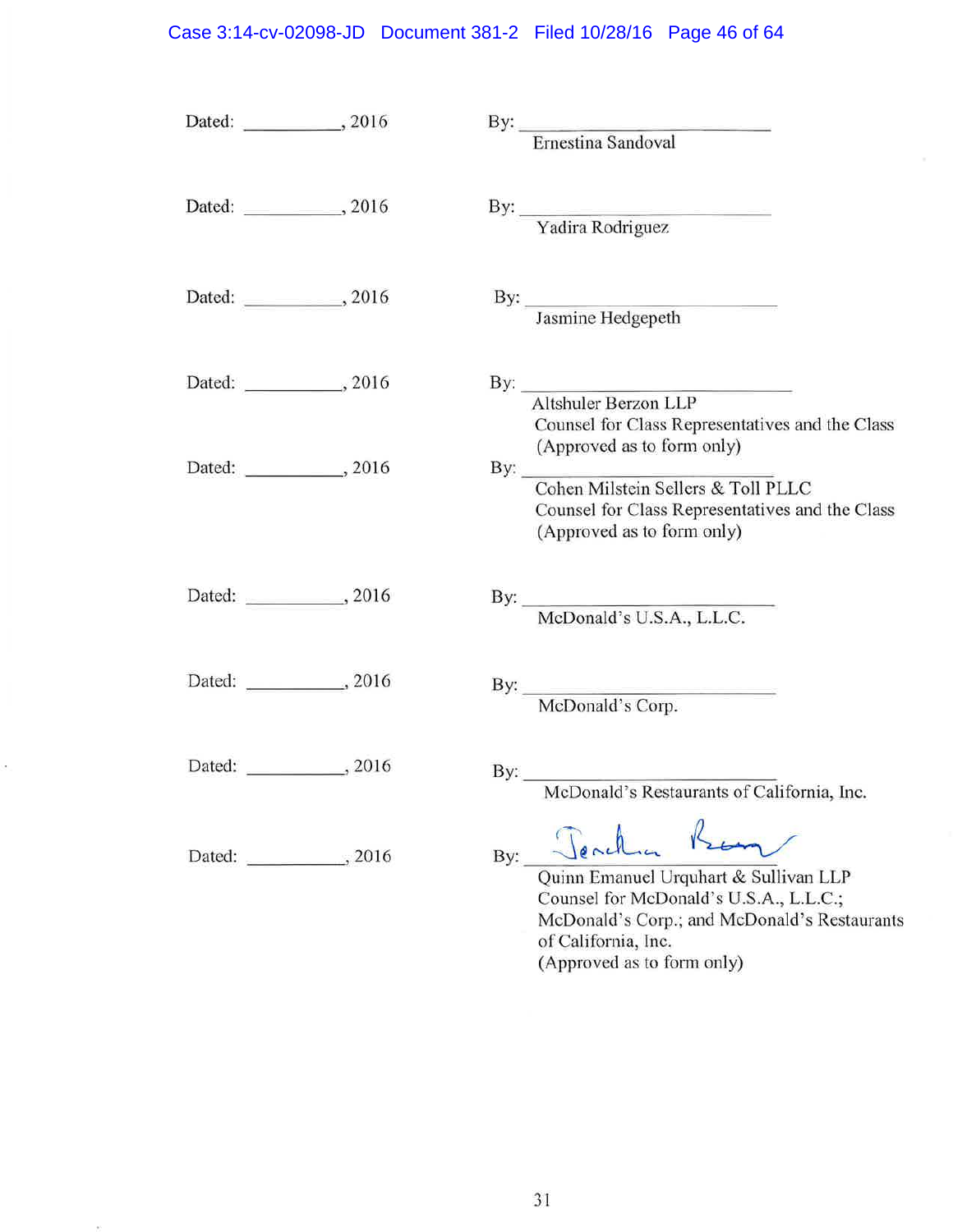Dated: __________, 2016 By: ______________________________
Ernestina Sandoval

Dated: __________, 2016 By: ______________________________
Yadira Rodriguez

Dated: __________, 2016 By: ______________________________
Jasmine Hedgepeth

Dated: __________, 2016 By: ______________________________
Altshuler Berzon LLP
Counsel for Class Representatives and the Class
(Approved as to form only)

Dated: __________, 2016 By: ______________________________
Cohen Milstein Sellers & Toll PLLC
Counsel for Class Representatives and the Class
(Approved as to form only)

Dated: __________, 2016 By: ______________________________
McDonald's U.S.A., L.L.C.

Dated: __________, 2016 By: ______________________________
McDonald's Corp.

Dated: __________, 2016 By: ______________________________
McDonald's Restaurants of California, Inc.

Dated: __________, 2016 By: ______________________________
Quinn Emanuel Urquhart & Sullivan LLP
Counsel for McDonald's U.S.A., L.L.C.;
McDonald's Corp.; and McDonald's Restaurants of California, Inc.
(Approved as to form only)